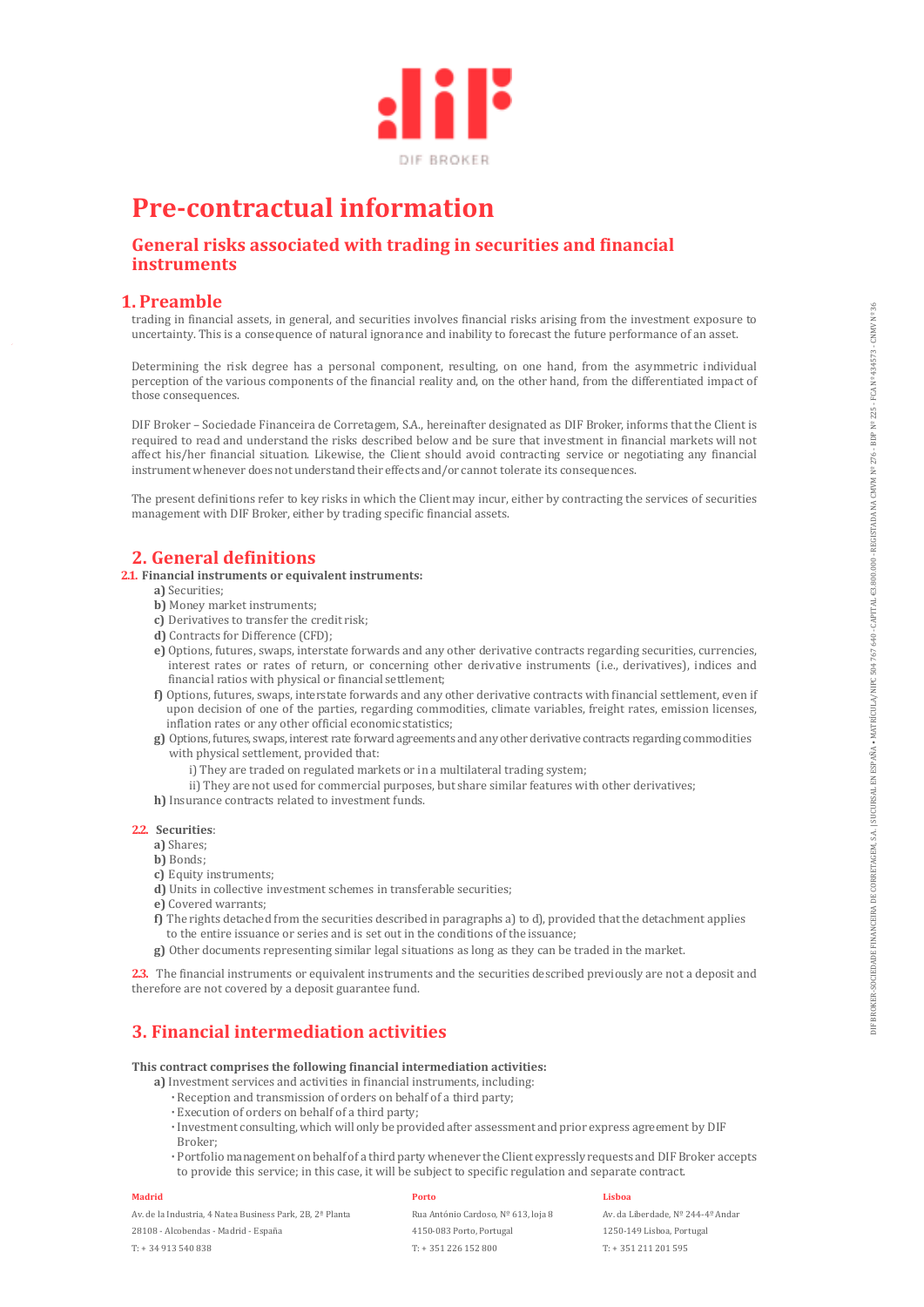DIF BROKER

# Pre-contractual information

## General risks associated with trading in securities and financial instruments

## 1. Preamble

trading in financial assets, in general, and securities involves financial risks arising from the investment exposure to uncertainty. This is a consequence of natural ignorance and inability to forecast the future performance of an asset.

Determining the risk degree has a personal component, resulting, on one hand, from the asymmetric individual perception of the various components of the financial reality and, on the other hand, from the differentiated impact of those consequences.

DIF Broker – Sociedade Financeira de Corretagem, S.A., hereinafter designated as DIF Broker, informs that the Client is required to read and understand the risks described below and be sure that investment in financial markets will not affect his/her financial situation. Likewise, the Client should avoid contracting service or negotiating any financial instrument whenever does not understand their effects and/or cannot tolerate its consequences.

The present definitions refer to key risks in which the Client may incur, either by contracting the services of securities management with DIF Broker, either by trading specific financial assets.

## 2. General definitions

**2.1. Financial instruments or equivalent instruments:**

- **a)** Securities;
- **b)** Money market instruments;
- **c)** Derivatives to transfer the credit risk;
- **d)** Contracts for Difference (CFD);
- **e)** Options, futures, swaps, interstate forwards and any other derivative contracts regarding securities, currencies, interest rates or rates of return, or concerning other derivative instruments (i.e., derivatives), indices and financial ratios with physical or financial settlement;
- **f)** Options, futures, swaps, interstate forwards and any other derivative contracts with financial settlement, even if upon decision of one of the parties, regarding commodities, climate variables, freight rates, emission licenses, inflation rates or any other official economic statistics;
- **g)** Options, futures, swaps, interest rate forward agreements and any other derivative contracts regarding commodities with physical settlement, provided that:
  - i) They are traded on regulated markets or in a multilateral trading system;
  - ii) They are not used for commercial purposes, but share similar features with other derivatives;
- **h)** Insurance contracts related to investment funds.

**2.2. Securities**:

- **a)** Shares;
- **b)** Bonds;
- **c)** Equity instruments;
- **d)** Units in collective investment schemes in transferable securities;
- **e)** Covered warrants;
- **f)** The rights detached from the securities described in paragraphs a) to d), provided that the detachment applies to the entire issuance or series and is set out in the conditions of the issuance;
- **g)** Other documents representing similar legal situations as long as they can be traded in the market.

**2.3.** The financial instruments or equivalent instruments and the securities described previously are not a deposit and therefore are not covered by a deposit guarantee fund.

## 3. Financial intermediation activities

**This contract comprises the following financial intermediation activities:**

- **a)** Investment services and activities in financial instruments, including:
  - Reception and transmission of orders on behalf of a third party;
  - Execution of orders on behalf of a third party;
  - Investment consulting, which will only be provided after assessment and prior express agreement by DIF Broker;
  - Portfolio management on behalf of a third party whenever the Client expressly requests and DIF Broker accepts to provide this service; in this case, it will be subject to specific regulation and separate contract.

**Madrid**
Av. de la Industria, 4 Natea Business Park, 2B, 2ª Planta
28108 - Alcobendas - Madrid - España
T: + 34 913 540 838

**Porto**
Rua António Cardoso, Nº 613, loja 8
4150-083 Porto, Portugal
T: + 351 226 152 800

**Lisboa**
Av. da Liberdade, Nº 244-4º Andar
1250-149 Lisboa, Portugal
T: + 351 211 201 595

DIF BROKER-SOCIEDADE FINANCEIRA DE CORRETAGEM, S.A. | SUCURSAL EN ESPAÑA • MATRÍCULA/NIPC 504 767 640 - CAPITAL €3.800.000 - REGISTADA NA CMVM Nº 276 - BDP Nº 225 - FCA Nº 434573 - CNMV Nº 36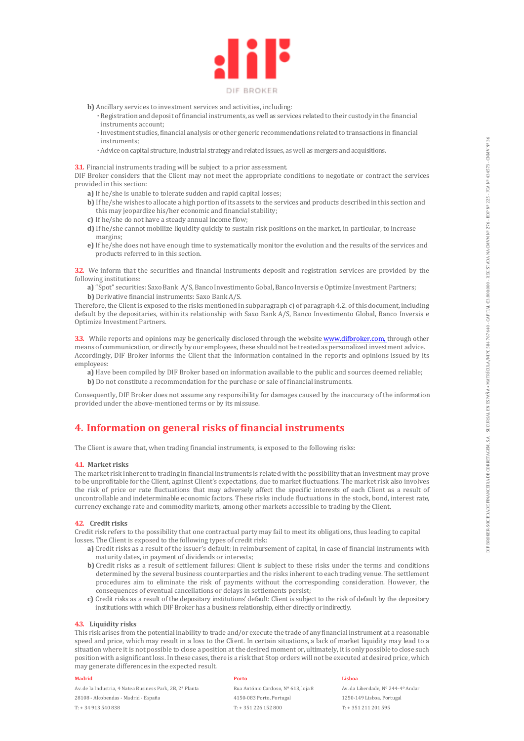**b)** Ancillary services to investment services and activities, including:

- Registration and deposit of financial instruments, as well as services related to their custody in the financial instruments account;
- Investment studies, financial analysis or other generic recommendations related to transactions in financial instruments;
- Advice on capital structure, industrial strategy and related issues, as well as mergers and acquisitions.

**3.1.** Financial instruments trading will be subject to a prior assessment.
DIF Broker considers that the Client may not meet the appropriate conditions to negotiate or contract the services provided in this section:

**a)** If he/she is unable to tolerate sudden and rapid capital losses;
**b)** If he/she wishes to allocate a high portion of its assets to the services and products described in this section and this may jeopardize his/her economic and financial stability;
**c)** If he/she do not have a steady annual income flow;
**d)** If he/she cannot mobilize liquidity quickly to sustain risk positions on the market, in particular, to increase margins;
**e)** If he/she does not have enough time to systematically monitor the evolution and the results of the services and products referred to in this section.

**3.2.** We inform that the securities and financial instruments deposit and registration services are provided by the following institutions:

**a)** "Spot" securities: Saxo Bank A/S, Banco Investimento Gobal, Banco Inversis e Optimize Investment Partners;
**b)** Derivative financial instruments: Saxo Bank A/S.

Therefore, the Client is exposed to the risks mentioned in subparagraph c) of paragraph 4.2. of this document, including default by the depositaries, within its relationship with Saxo Bank A/S, Banco Investimento Global, Banco Inversis e Optimize Investment Partners.

**3.3.** While reports and opinions may be generically disclosed through the website www.difbroker.com, through other means of communication, or directly by our employees, these should not be treated as personalized investment advice. Accordingly, DIF Broker informs the Client that the information contained in the reports and opinions issued by its employees:

**a)** Have been compiled by DIF Broker based on information available to the public and sources deemed reliable;
**b)** Do not constitute a recommendation for the purchase or sale of financial instruments.

Consequently, DIF Broker does not assume any responsibility for damages caused by the inaccuracy of the information provided under the above-mentioned terms or by its missuse.

## 4. Information on general risks of financial instruments

The Client is aware that, when trading financial instruments, is exposed to the following risks:

### 4.1. Market risks

The market risk inherent to trading in financial instruments is related with the possibility that an investment may prove to be unprofitable for the Client, against Client's expectations, due to market fluctuations. The market risk also involves the risk of price or rate fluctuations that may adversely affect the specific interests of each Client as a result of uncontrollable and indeterminable economic factors. These risks include fluctuations in the stock, bond, interest rate, currency exchange rate and commodity markets, among other markets accessible to trading by the Client.

### 4.2. Credit risks

Credit risk refers to the possibility that one contractual party may fail to meet its obligations, thus leading to capital losses. The Client is exposed to the following types of credit risk:

**a)** Credit risks as a result of the issuer's default: in reimbursement of capital, in case of financial instruments with maturity dates, in payment of dividends or interests;
**b)** Credit risks as a result of settlement failures: Client is subject to these risks under the terms and conditions determined by the several business counterparties and the risks inherent to each trading venue. The settlement procedures aim to eliminate the risk of payments without the corresponding consideration. However, the consequences of eventual cancellations or delays in settlements persist;
**c)** Credit risks as a result of the depositary institutions' default: Client is subject to the risk of default by the depositary institutions with which DIF Broker has a business relationship, either directly or indirectly.

### 4.3. Liquidity risks

This risk arises from the potential inability to trade and/or execute the trade of any financial instrument at a reasonable speed and price, which may result in a loss to the Client. In certain situations, a lack of market liquidity may lead to a situation where it is not possible to close a position at the desired moment or, ultimately, it is only possible to close such position with a significant loss. In these cases, there is a risk that Stop orders will not be executed at desired price, which may generate differences in the expected result.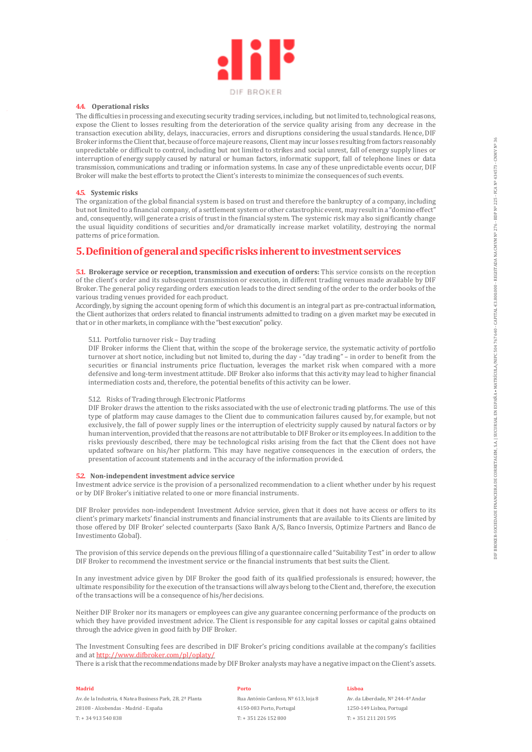### 4.4. Operational risks

The difficulties in processing and executing security trading services, including, but not limited to, technological reasons, expose the Client to losses resulting from the deterioration of the service quality arising from any decrease in the transaction execution ability, delays, inaccuracies, errors and disruptions considering the usual standards. Hence, DIF Broker informs the Client that, because of force majeure reasons, Client may incur losses resulting from factors reasonably unpredictable or difficult to control, including but not limited to strikes and social unrest, fall of energy supply lines or interruption of energy supply caused by natural or human factors, informatic support, fall of telephone lines or data transmission, communications and trading or information systems. In case any of these unpredictable events occur, DIF Broker will make the best efforts to protect the Client's interests to minimize the consequences of such events.

### 4.5. Systemic risks

The organization of the global financial system is based on trust and therefore the bankruptcy of a company, including but not limited to a financial company, of a settlement system or other catastrophic event, may result in a "domino effect" and, consequently, will generate a crisis of trust in the financial system. The systemic risk may also significantly change the usual liquidity conditions of securities and/or dramatically increase market volatility, destroying the normal patterns of price formation.

## 5. Definition of general and specific risks inherent to investment services

**5.1. Brokerage service or reception, transmission and execution of orders:** This service consists on the reception of the client's order and its subsequent transmission or execution, in different trading venues made available by DIF Broker. The general policy regarding orders execution leads to the direct sending of the order to the order books of the various trading venues provided for each product.

Accordingly, by signing the account opening form of which this document is an integral part as pre-contractual information, the Client authorizes that orders related to financial instruments admitted to trading on a given market may be executed in that or in other markets, in compliance with the "best execution" policy.

5.1.1. Portfolio turnover risk – Day trading

DIF Broker informs the Client that, within the scope of the brokerage service, the systematic activity of portfolio turnover at short notice, including but not limited to, during the day - "day trading" – in order to benefit from the securities or financial instruments price fluctuation, leverages the market risk when compared with a more defensive and long-term investment attitude. DIF Broker also informs that this activity may lead to higher financial intermediation costs and, therefore, the potential benefits of this activity can be lower.

5.1.2. Risks of Trading through Electronic Platforms

DIF Broker draws the attention to the risks associated with the use of electronic trading platforms. The use of this type of platform may cause damages to the Client due to communication failures caused by, for example, but not exclusively, the fall of power supply lines or the interruption of electricity supply caused by natural factors or by human intervention, provided that the reasons are not attributable to DIF Broker or its employees. In addition to the risks previously described, there may be technological risks arising from the fact that the Client does not have updated software on his/her platform. This may have negative consequences in the execution of orders, the presentation of account statements and in the accuracy of the information provided.

### 5.2. Non-independent investment advice service

Investment advice service is the provision of a personalized recommendation to a client whether under by his request or by DIF Broker's initiative related to one or more financial instruments.

DIF Broker provides non-independent Investment Advice service, given that it does not have access or offers to its client's primary markets' financial instruments and financial instruments that are available to its Clients are limited by those offered by DIF Broker' selected counterparts (Saxo Bank A/S, Banco Inversis, Optimize Partners and Banco de Investimento Global).

The provision of this service depends on the previous filling of a questionnaire called "Suitability Test" in order to allow DIF Broker to recommend the investment service or the financial instruments that best suits the Client.

In any investment advice given by DIF Broker the good faith of its qualified professionals is ensured; however, the ultimate responsibility for the execution of the transactions will always belong to the Client and, therefore, the execution of the transactions will be a consequence of his/her decisions.

Neither DIF Broker nor its managers or employees can give any guarantee concerning performance of the products on which they have provided investment advice. The Client is responsible for any capital losses or capital gains obtained through the advice given in good faith by DIF Broker.

The Investment Consulting fees are described in DIF Broker's pricing conditions available at the company's facilities and at http://www.difbroker.com/pl/oplaty/

There is a risk that the recommendations made by DIF Broker analysts may have a negative impact on the Client's assets.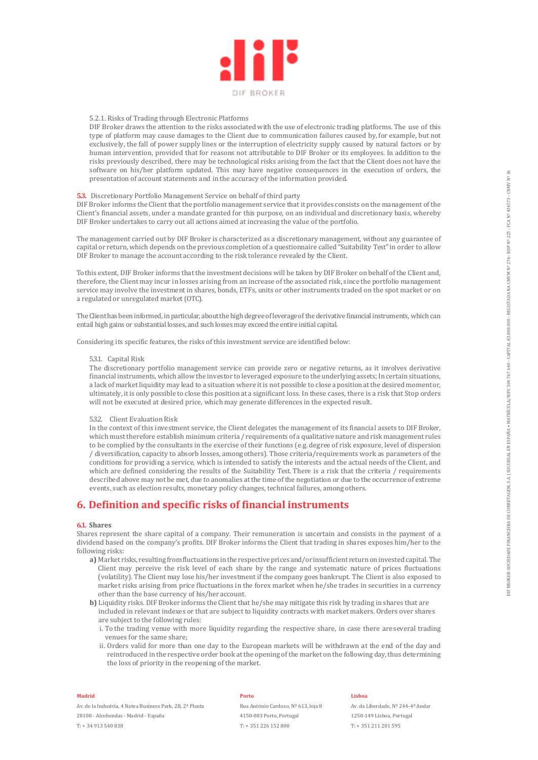5.2.1. Risks of Trading through Electronic Platforms

DIF Broker draws the attention to the risks associated with the use of electronic trading platforms. The use of this type of platform may cause damages to the Client due to communication failures caused by, for example, but not exclusively, the fall of power supply lines or the interruption of electricity supply caused by natural factors or by human intervention, provided that for reasons not attributable to DIF Broker or its employees. In addition to the risks previously described, there may be technological risks arising from the fact that the Client does not have the software on his/her platform updated. This may have negative consequences in the execution of orders, the presentation of account statements and in the accuracy of the information provided.

**5.3.** Discretionary Portfolio Management Service on behalf of third party

DIF Broker informs the Client that the portfolio management service that it provides consists on the management of the Client's financial assets, under a mandate granted for this purpose, on an individual and discretionary basis, whereby DIF Broker undertakes to carry out all actions aimed at increasing the value of the portfolio.

The management carried out by DIF Broker is characterized as a discretionary management, without any guarantee of capital or return, which depends on the previous completion of a questionnaire called "Suitability Test" in order to allow DIF Broker to manage the account according to the risk tolerance revealed by the Client.

To this extent, DIF Broker informs that the investment decisions will be taken by DIF Broker on behalf of the Client and, therefore, the Client may incur in losses arising from an increase of the associated risk, since the portfolio management service may involve the investment in shares, bonds, ETFs, units or other instruments traded on the spot market or on a regulated or unregulated market (OTC).

The Client has been informed, in particular, about the high degree of leverage of the derivative financial instruments, which can entail high gains or substantial losses, and such losses may exceed the entire initial capital.

Considering its specific features, the risks of this investment service are identified below:

5.3.1. Capital Risk

The discretionary portfolio management service can provide zero or negative returns, as it involves derivative financial instruments, which allow the investor to leveraged exposure to the underlying assets; In certain situations, a lack of market liquidity may lead to a situation where it is not possible to close a position at the desired moment or, ultimately, it is only possible to close this position at a significant loss. In these cases, there is a risk that Stop orders will not be executed at desired price, which may generate differences in the expected result.

5.3.2. Client Evaluation Risk

In the context of this investment service, the Client delegates the management of its financial assets to DIF Broker, which must therefore establish minimum criteria / requirements of a qualitative nature and risk management rules to be complied by the consultants in the exercise of their functions (e.g. degree of risk exposure, level of dispersion / diversification, capacity to absorb losses, among others). Those criteria/requirements work as parameters of the conditions for providing a service, which is intended to satisfy the interests and the actual needs of the Client, and which are defined considering the results of the Suitability Test. There is a risk that the criteria / requirements described above may not be met, due to anomalies at the time of the negotiation or due to the occurrence of extreme events, such as election results, monetary policy changes, technical failures, among others.

## 6. Definition and specific risks of financial instruments

**6.1. Shares**

Shares represent the share capital of a company. Their remuneration is uncertain and consists in the payment of a dividend based on the company's profits. DIF Broker informs the Client that trading in shares exposes him/her to the following risks:

**a)** Market risks, resulting from fluctuations in the respective prices and/or insufficient return on invested capital. The Client may perceive the risk level of each share by the range and systematic nature of prices fluctuations (volatility). The Client may lose his/her investment if the company goes bankrupt. The Client is also exposed to market risks arising from price fluctuations in the forex market when he/she trades in securities in a currency other than the base currency of his/her account.

**b)** Liquidity risks. DIF Broker informs the Client that he/she may mitigate this risk by trading in shares that are included in relevant indexes or that are subject to liquidity contracts with market makers. Orders over shares are subject to the following rules:

i. To the trading venue with more liquidity regarding the respective share, in case there are several trading venues for the same share;

ii. Orders valid for more than one day to the European markets will be withdrawn at the end of the day and reintroduced in the respective order book at the opening of the market on the following day, thus determining the loss of priority in the reopening of the market.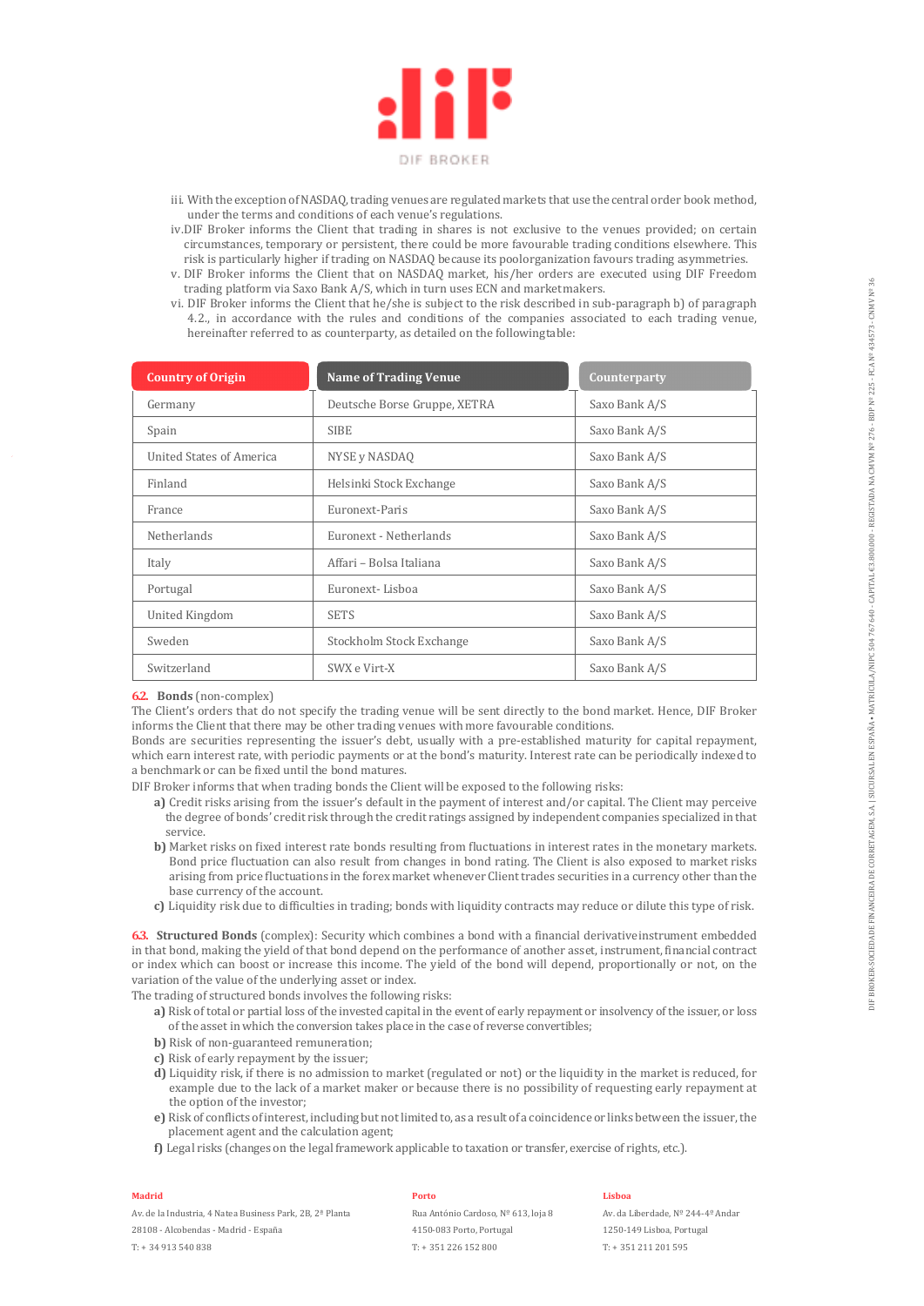iii. With the exception of NASDAQ, trading venues are regulated markets that use the central order book method, under the terms and conditions of each venue's regulations.

iv. DIF Broker informs the Client that trading in shares is not exclusive to the venues provided; on certain circumstances, temporary or persistent, there could be more favourable trading conditions elsewhere. This risk is particularly higher if trading on NASDAQ because its poor organization favours trading asymmetries.

v. DIF Broker informs the Client that on NASDAQ market, his/her orders are executed using DIF Freedom trading platform via Saxo Bank A/S, which in turn uses ECN and market makers.

vi. DIF Broker informs the Client that he/she is subject to the risk described in sub-paragraph b) of paragraph 4.2., in accordance with the rules and conditions of the companies associated to each trading venue, hereinafter referred to as counterparty, as detailed on the following table:

| Country of Origin | Name of Trading Venue | Counterparty |
|---|---|---|
| Germany | Deutsche Borse Gruppe, XETRA | Saxo Bank A/S |
| Spain | SIBE | Saxo Bank A/S |
| United States of America | NYSE y NASDAQ | Saxo Bank A/S |
| Finland | Helsinki Stock Exchange | Saxo Bank A/S |
| France | Euronext-Paris | Saxo Bank A/S |
| Netherlands | Euronext - Netherlands | Saxo Bank A/S |
| Italy | Affari – Bolsa Italiana | Saxo Bank A/S |
| Portugal | Euronext- Lisboa | Saxo Bank A/S |
| United Kingdom | SETS | Saxo Bank A/S |
| Sweden | Stockholm Stock Exchange | Saxo Bank A/S |
| Switzerland | SWX e Virt-X | Saxo Bank A/S |

**6.2. Bonds** (non-complex)

The Client's orders that do not specify the trading venue will be sent directly to the bond market. Hence, DIF Broker informs the Client that there may be other trading venues with more favourable conditions.

Bonds are securities representing the issuer's debt, usually with a pre-established maturity for capital repayment, which earn interest rate, with periodic payments or at the bond's maturity. Interest rate can be periodically indexed to a benchmark or can be fixed until the bond matures.

DIF Broker informs that when trading bonds the Client will be exposed to the following risks:

**a)** Credit risks arising from the issuer's default in the payment of interest and/or capital. The Client may perceive the degree of bonds' credit risk through the credit ratings assigned by independent companies specialized in that service.

**b)** Market risks on fixed interest rate bonds resulting from fluctuations in interest rates in the monetary markets. Bond price fluctuation can also result from changes in bond rating. The Client is also exposed to market risks arising from price fluctuations in the forex market whenever Client trades securities in a currency other than the base currency of the account.

**c)** Liquidity risk due to difficulties in trading; bonds with liquidity contracts may reduce or dilute this type of risk.

**6.3. Structured Bonds** (complex): Security which combines a bond with a financial derivative instrument embedded in that bond, making the yield of that bond depend on the performance of another asset, instrument, financial contract or index which can boost or increase this income. The yield of the bond will depend, proportionally or not, on the variation of the value of the underlying asset or index.

The trading of structured bonds involves the following risks:

**a)** Risk of total or partial loss of the invested capital in the event of early repayment or insolvency of the issuer, or loss of the asset in which the conversion takes place in the case of reverse convertibles;

**b)** Risk of non-guaranteed remuneration;

**c)** Risk of early repayment by the issuer;

**d)** Liquidity risk, if there is no admission to market (regulated or not) or the liquidity in the market is reduced, for example due to the lack of a market maker or because there is no possibility of requesting early repayment at the option of the investor;

**e)** Risk of conflicts of interest, including but not limited to, as a result of a coincidence or links between the issuer, the placement agent and the calculation agent;

**f)** Legal risks (changes on the legal framework applicable to taxation or transfer, exercise of rights, etc.).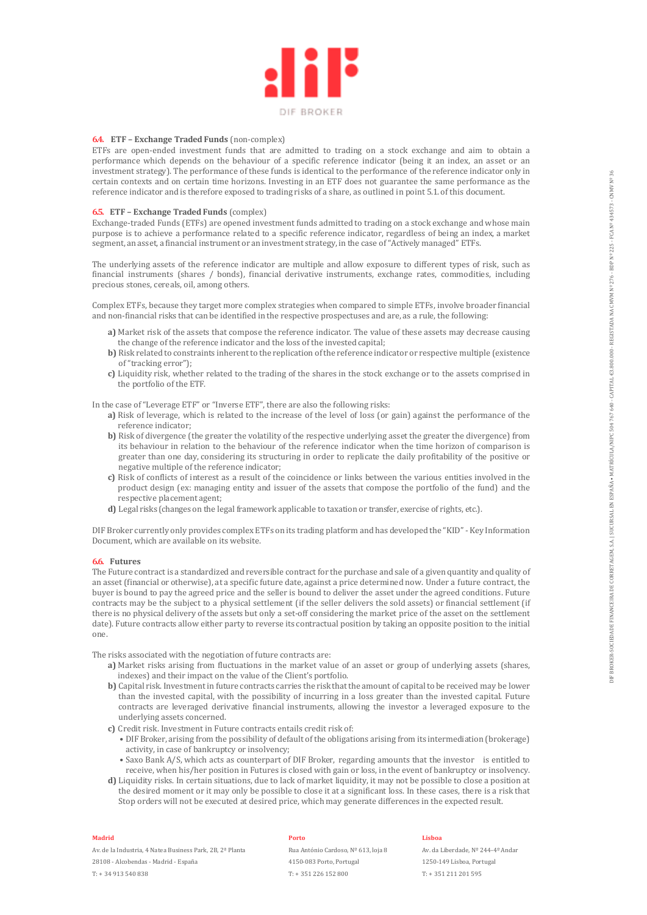### 6.4. ETF – Exchange Traded Funds (non-complex)

ETFs are open-ended investment funds that are admitted to trading on a stock exchange and aim to obtain a performance which depends on the behaviour of a specific reference indicator (being it an index, an asset or an investment strategy). The performance of these funds is identical to the performance of the reference indicator only in certain contexts and on certain time horizons. Investing in an ETF does not guarantee the same performance as the reference indicator and is therefore exposed to trading risks of a share, as outlined in point 5.1. of this document.

### 6.5. ETF – Exchange Traded Funds (complex)

Exchange-traded Funds (ETFs) are opened investment funds admitted to trading on a stock exchange and whose main purpose is to achieve a performance related to a specific reference indicator, regardless of being an index, a market segment, an asset, a financial instrument or an investment strategy, in the case of "Actively managed" ETFs.

The underlying assets of the reference indicator are multiple and allow exposure to different types of risk, such as financial instruments (shares / bonds), financial derivative instruments, exchange rates, commodities, including precious stones, cereals, oil, among others.

Complex ETFs, because they target more complex strategies when compared to simple ETFs, involve broader financial and non-financial risks that can be identified in the respective prospectuses and are, as a rule, the following:

- **a)** Market risk of the assets that compose the reference indicator. The value of these assets may decrease causing the change of the reference indicator and the loss of the invested capital;
- **b)** Risk related to constraints inherent to the replication of the reference indicator or respective multiple (existence of "tracking error");
- **c)** Liquidity risk, whether related to the trading of the shares in the stock exchange or to the assets comprised in the portfolio of the ETF.

In the case of "Leverage ETF" or "Inverse ETF", there are also the following risks:

- **a)** Risk of leverage, which is related to the increase of the level of loss (or gain) against the performance of the reference indicator;
- **b)** Risk of divergence (the greater the volatility of the respective underlying asset the greater the divergence) from its behaviour in relation to the behaviour of the reference indicator when the time horizon of comparison is greater than one day, considering its structuring in order to replicate the daily profitability of the positive or negative multiple of the reference indicator;
- **c)** Risk of conflicts of interest as a result of the coincidence or links between the various entities involved in the product design (ex: managing entity and issuer of the assets that compose the portfolio of the fund) and the respective placement agent;
- **d)** Legal risks (changes on the legal framework applicable to taxation or transfer, exercise of rights, etc.).

DIF Broker currently only provides complex ETFs on its trading platform and has developed the "KID" - Key Information Document, which are available on its website.

### 6.6. Futures

The Future contract is a standardized and reversible contract for the purchase and sale of a given quantity and quality of an asset (financial or otherwise), at a specific future date, against a price determined now. Under a future contract, the buyer is bound to pay the agreed price and the seller is bound to deliver the asset under the agreed conditions. Future contracts may be the subject to a physical settlement (if the seller delivers the sold assets) or financial settlement (if there is no physical delivery of the assets but only a set-off considering the market price of the asset on the settlement date). Future contracts allow either party to reverse its contractual position by taking an opposite position to the initial one.

The risks associated with the negotiation of future contracts are:

- **a)** Market risks arising from fluctuations in the market value of an asset or group of underlying assets (shares, indexes) and their impact on the value of the Client's portfolio.
- **b)** Capital risk. Investment in future contracts carries the risk that the amount of capital to be received may be lower than the invested capital, with the possibility of incurring in a loss greater than the invested capital. Future contracts are leveraged derivative financial instruments, allowing the investor a leveraged exposure to the underlying assets concerned.
- **c)** Credit risk. Investment in Future contracts entails credit risk of:
  - DIF Broker, arising from the possibility of default of the obligations arising from its intermediation (brokerage) activity, in case of bankruptcy or insolvency;
  - Saxo Bank A/S, which acts as counterpart of DIF Broker, regarding amounts that the investor is entitled to receive, when his/her position in Futures is closed with gain or loss, in the event of bankruptcy or insolvency.
- **d)** Liquidity risks. In certain situations, due to lack of market liquidity, it may not be possible to close a position at the desired moment or it may only be possible to close it at a significant loss. In these cases, there is a risk that Stop orders will not be executed at desired price, which may generate differences in the expected result.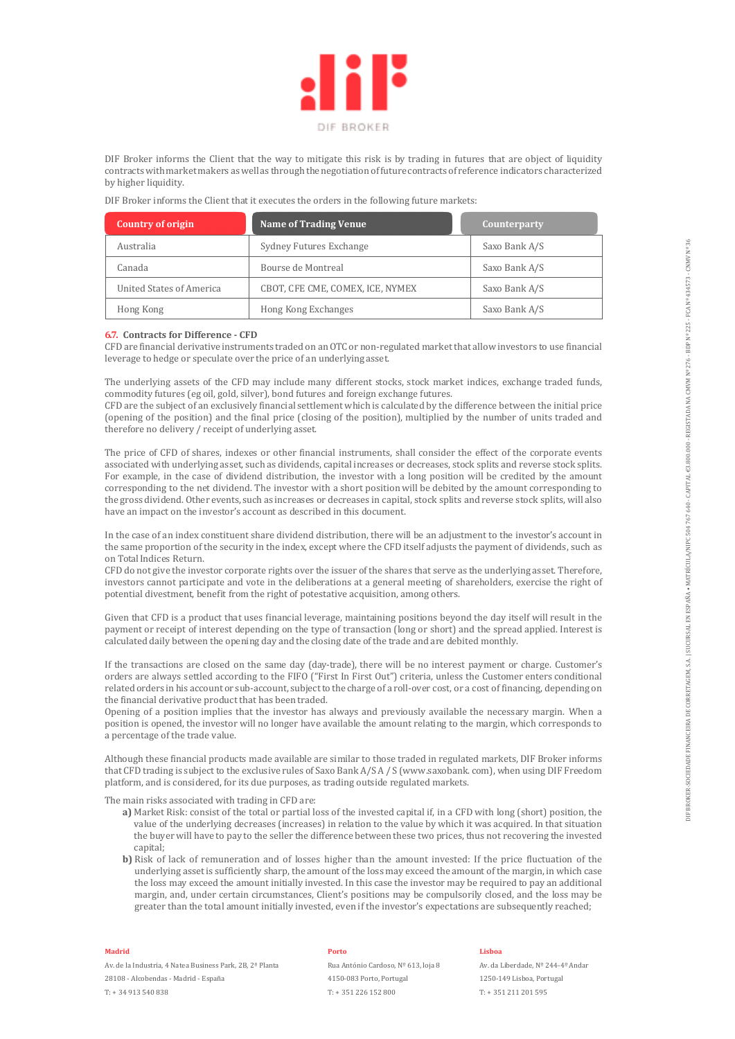DIF Broker informs the Client that the way to mitigate this risk is by trading in futures that are object of liquidity contracts with market makers as well as through the negotiation of future contracts of reference indicators characterized by higher liquidity.

DIF Broker informs the Client that it executes the orders in the following future markets:

| Country of origin | Name of Trading Venue | Counterparty |
|---|---|---|
| Australia | Sydney Futures Exchange | Saxo Bank A/S |
| Canada | Bourse de Montreal | Saxo Bank A/S |
| United States of America | CBOT, CFE CME, COMEX, ICE, NYMEX | Saxo Bank A/S |
| Hong Kong | Hong Kong Exchanges | Saxo Bank A/S |

### 6.7. Contracts for Difference - CFD

CFD are financial derivative instruments traded on an OTC or non-regulated market that allow investors to use financial leverage to hedge or speculate over the price of an underlying asset.

The underlying assets of the CFD may include many different stocks, stock market indices, exchange traded funds, commodity futures (eg oil, gold, silver), bond futures and foreign exchange futures.
CFD are the subject of an exclusively financial settlement which is calculated by the difference between the initial price (opening of the position) and the final price (closing of the position), multiplied by the number of units traded and therefore no delivery / receipt of underlying asset.

The price of CFD of shares, indexes or other financial instruments, shall consider the effect of the corporate events associated with underlying asset, such as dividends, capital increases or decreases, stock splits and reverse stock splits. For example, in the case of dividend distribution, the investor with a long position will be credited by the amount corresponding to the net dividend. The investor with a short position will be debited by the amount corresponding to the gross dividend. Other events, such as increases or decreases in capital, stock splits and reverse stock splits, will also have an impact on the investor's account as described in this document.

In the case of an index constituent share dividend distribution, there will be an adjustment to the investor's account in the same proportion of the security in the index, except where the CFD itself adjusts the payment of dividends, such as on Total Indices Return.
CFD do not give the investor corporate rights over the issuer of the shares that serve as the underlying asset. Therefore, investors cannot participate and vote in the deliberations at a general meeting of shareholders, exercise the right of potential divestment, benefit from the right of potestative acquisition, among others.

Given that CFD is a product that uses financial leverage, maintaining positions beyond the day itself will result in the payment or receipt of interest depending on the type of transaction (long or short) and the spread applied. Interest is calculated daily between the opening day and the closing date of the trade and are debited monthly.

If the transactions are closed on the same day (day-trade), there will be no interest payment or charge. Customer's orders are always settled according to the FIFO ("First In First Out") criteria, unless the Customer enters conditional related orders in his account or sub-account, subject to the charge of a roll-over cost, or a cost of financing, depending on the financial derivative product that has been traded.
Opening of a position implies that the investor has always and previously available the necessary margin. When a position is opened, the investor will no longer have available the amount relating to the margin, which corresponds to a percentage of the trade value.

Although these financial products made available are similar to those traded in regulated markets, DIF Broker informs that CFD trading is subject to the exclusive rules of Saxo Bank A/S A / S (www.saxobank. com), when using DIF Freedom platform, and is considered, for its due purposes, as trading outside regulated markets.

The main risks associated with trading in CFD are:

**a)** Market Risk: consist of the total or partial loss of the invested capital if, in a CFD with long (short) position, the value of the underlying decreases (increases) in relation to the value by which it was acquired. In that situation the buyer will have to pay to the seller the difference between these two prices, thus not recovering the invested capital;

**b)** Risk of lack of remuneration and of losses higher than the amount invested: If the price fluctuation of the underlying asset is sufficiently sharp, the amount of the loss may exceed the amount of the margin, in which case the loss may exceed the amount initially invested. In this case the investor may be required to pay an additional margin, and, under certain circumstances, Client's positions may be compulsorily closed, and the loss may be greater than the total amount initially invested, even if the investor's expectations are subsequently reached;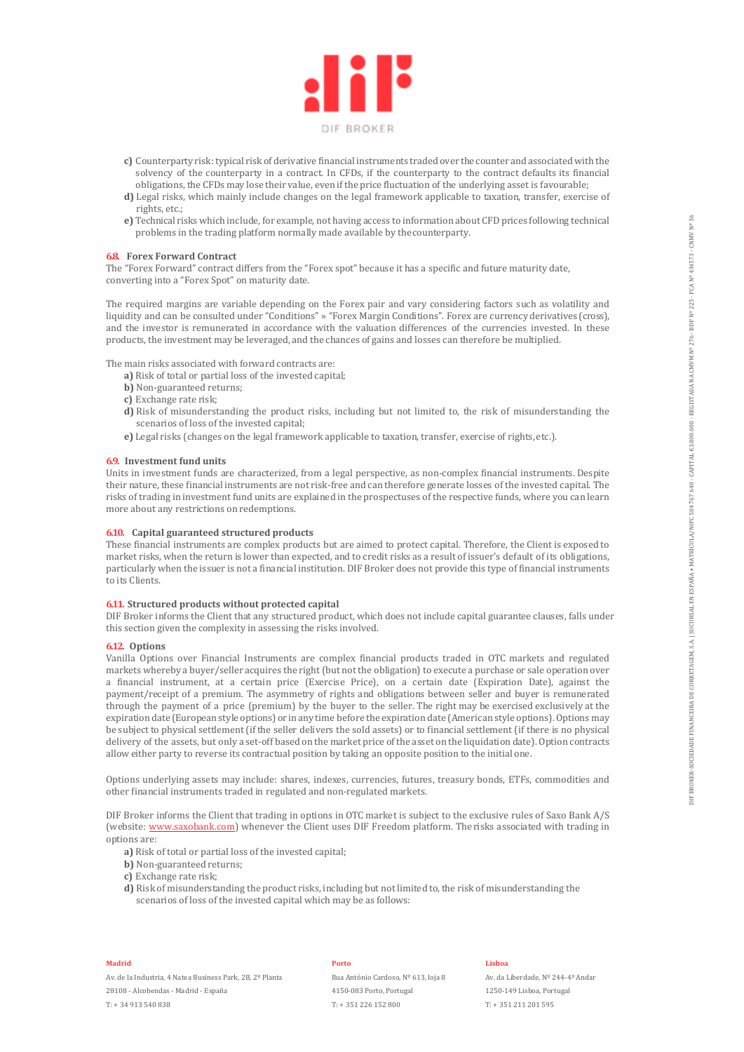**c)** Counterparty risk: typical risk of derivative financial instruments traded over the counter and associated with the solvency of the counterparty in a contract. In CFDs, if the counterparty to the contract defaults its financial obligations, the CFDs may lose their value, even if the price fluctuation of the underlying asset is favourable;

**d)** Legal risks, which mainly include changes on the legal framework applicable to taxation, transfer, exercise of rights, etc.;

**e)** Technical risks which include, for example, not having access to information about CFD prices following technical problems in the trading platform normally made available by the counterparty.

### 6.8. Forex Forward Contract

The "Forex Forward" contract differs from the "Forex spot" because it has a specific and future maturity date, converting into a "Forex Spot" on maturity date.

The required margins are variable depending on the Forex pair and vary considering factors such as volatility and liquidity and can be consulted under "Conditions" » "Forex Margin Conditions". Forex are currency derivatives (cross), and the investor is remunerated in accordance with the valuation differences of the currencies invested. In these products, the investment may be leveraged, and the chances of gains and losses can therefore be multiplied.

The main risks associated with forward contracts are:

**a)** Risk of total or partial loss of the invested capital;

**b)** Non-guaranteed returns;

**c)** Exchange rate risk;

**d)** Risk of misunderstanding the product risks, including but not limited to, the risk of misunderstanding the scenarios of loss of the invested capital;

**e)** Legal risks (changes on the legal framework applicable to taxation, transfer, exercise of rights, etc.).

### 6.9. Investment fund units

Units in investment funds are characterized, from a legal perspective, as non-complex financial instruments. Despite their nature, these financial instruments are not risk-free and can therefore generate losses of the invested capital. The risks of trading in investment fund units are explained in the prospectuses of the respective funds, where you can learn more about any restrictions on redemptions.

### 6.10. Capital guaranteed structured products

These financial instruments are complex products but are aimed to protect capital. Therefore, the Client is exposed to market risks, when the return is lower than expected, and to credit risks as a result of issuer's default of its obligations, particularly when the issuer is not a financial institution. DIF Broker does not provide this type of financial instruments to its Clients.

### 6.11. Structured products without protected capital

DIF Broker informs the Client that any structured product, which does not include capital guarantee clauses, falls under this section given the complexity in assessing the risks involved.

### 6.12. Options

Vanilla Options over Financial Instruments are complex financial products traded in OTC markets and regulated markets whereby a buyer/seller acquires the right (but not the obligation) to execute a purchase or sale operation over a financial instrument, at a certain price (Exercise Price), on a certain date (Expiration Date), against the payment/receipt of a premium. The asymmetry of rights and obligations between seller and buyer is remunerated through the payment of a price (premium) by the buyer to the seller. The right may be exercised exclusively at the expiration date (European style options) or in any time before the expiration date (American style options). Options may be subject to physical settlement (if the seller delivers the sold assets) or to financial settlement (if there is no physical delivery of the assets, but only a set-off based on the market price of the asset on the liquidation date). Option contracts allow either party to reverse its contractual position by taking an opposite position to the initial one.

Options underlying assets may include: shares, indexes, currencies, futures, treasury bonds, ETFs, commodities and other financial instruments traded in regulated and non-regulated markets.

DIF Broker informs the Client that trading in options in OTC market is subject to the exclusive rules of Saxo Bank A/S (website: www.saxobank.com) whenever the Client uses DIF Freedom platform. The risks associated with trading in options are:

**a)** Risk of total or partial loss of the invested capital;

**b)** Non-guaranteed returns;

**c)** Exchange rate risk;

**d)** Risk of misunderstanding the product risks, including but not limited to, the risk of misunderstanding the scenarios of loss of the invested capital which may be as follows: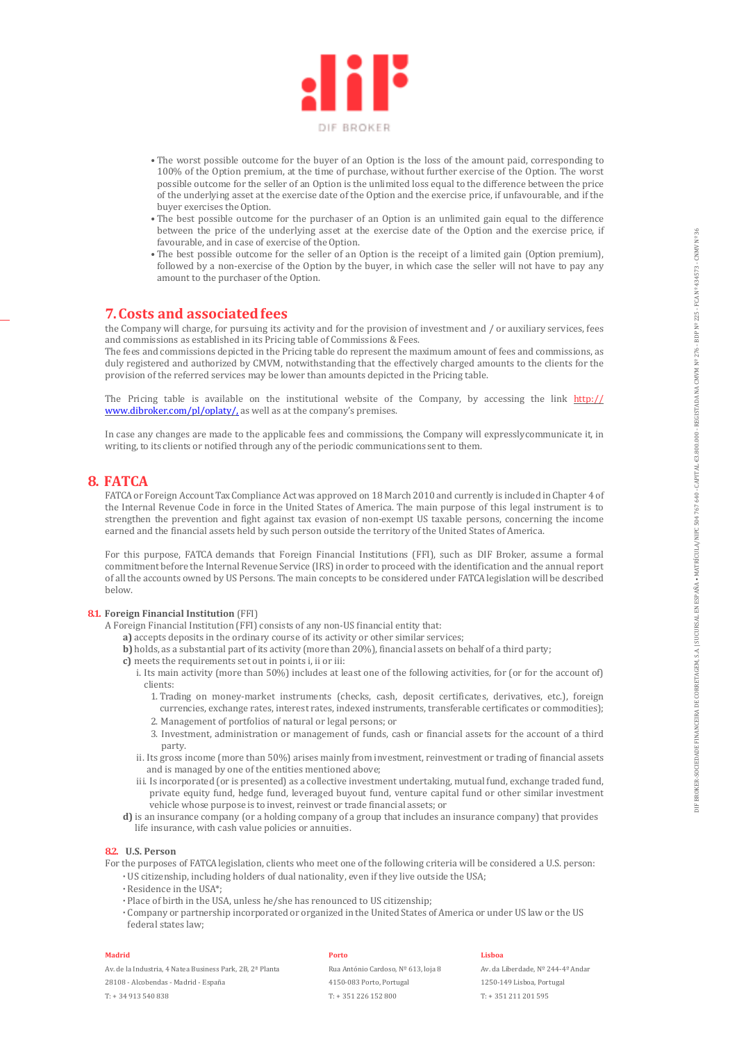- The worst possible outcome for the buyer of an Option is the loss of the amount paid, corresponding to 100% of the Option premium, at the time of purchase, without further exercise of the Option. The worst possible outcome for the seller of an Option is the unlimited loss equal to the difference between the price of the underlying asset at the exercise date of the Option and the exercise price, if unfavourable, and if the buyer exercises the Option.
- The best possible outcome for the purchaser of an Option is an unlimited gain equal to the difference between the price of the underlying asset at the exercise date of the Option and the exercise price, if favourable, and in case of exercise of the Option.
- The best possible outcome for the seller of an Option is the receipt of a limited gain (Option premium), followed by a non-exercise of the Option by the buyer, in which case the seller will not have to pay any amount to the purchaser of the Option.

## 7. Costs and associated fees

the Company will charge, for pursuing its activity and for the provision of investment and / or auxiliary services, fees and commissions as established in its Pricing table of Commissions & Fees.
The fees and commissions depicted in the Pricing table do represent the maximum amount of fees and commissions, as duly registered and authorized by CMVM, notwithstanding that the effectively charged amounts to the clients for the provision of the referred services may be lower than amounts depicted in the Pricing table.

The Pricing table is available on the institutional website of the Company, by accessing the link http://www.dibroker.com/pl/oplaty/, as well as at the company's premises.

In case any changes are made to the applicable fees and commissions, the Company will expressly communicate it, in writing, to its clients or notified through any of the periodic communications sent to them.

## 8. FATCA

FATCA or Foreign Account Tax Compliance Act was approved on 18 March 2010 and currently is included in Chapter 4 of the Internal Revenue Code in force in the United States of America. The main purpose of this legal instrument is to strengthen the prevention and fight against tax evasion of non-exempt US taxable persons, concerning the income earned and the financial assets held by such person outside the territory of the United States of America.

For this purpose, FATCA demands that Foreign Financial Institutions (FFI), such as DIF Broker, assume a formal commitment before the Internal Revenue Service (IRS) in order to proceed with the identification and the annual report of all the accounts owned by US Persons. The main concepts to be considered under FATCA legislation will be described below.

### 8.1. Foreign Financial Institution (FFI)

A Foreign Financial Institution (FFI) consists of any non-US financial entity that:

**a)** accepts deposits in the ordinary course of its activity or other similar services;
**b)** holds, as a substantial part of its activity (more than 20%), financial assets on behalf of a third party;
**c)** meets the requirements set out in points i, ii or iii:

i. Its main activity (more than 50%) includes at least one of the following activities, for (or for the account of) clients:
  1. Trading on money-market instruments (checks, cash, deposit certificates, derivatives, etc.), foreign currencies, exchange rates, interest rates, indexed instruments, transferable certificates or commodities);
  2. Management of portfolios of natural or legal persons; or
  3. Investment, administration or management of funds, cash or financial assets for the account of a third party.

ii. Its gross income (more than 50%) arises mainly from investment, reinvestment or trading of financial assets and is managed by one of the entities mentioned above;

iii. Is incorporated (or is presented) as a collective investment undertaking, mutual fund, exchange traded fund, private equity fund, hedge fund, leveraged buyout fund, venture capital fund or other similar investment vehicle whose purpose is to invest, reinvest or trade financial assets; or

**d)** is an insurance company (or a holding company of a group that includes an insurance company) that provides life insurance, with cash value policies or annuities.

### 8.2. U.S. Person

For the purposes of FATCA legislation, clients who meet one of the following criteria will be considered a U.S. person:

- US citizenship, including holders of dual nationality, even if they live outside the USA;
- Residence in the USA*;
- Place of birth in the USA, unless he/she has renounced to US citizenship;
- Company or partnership incorporated or organized in the United States of America or under US law or the US federal states law;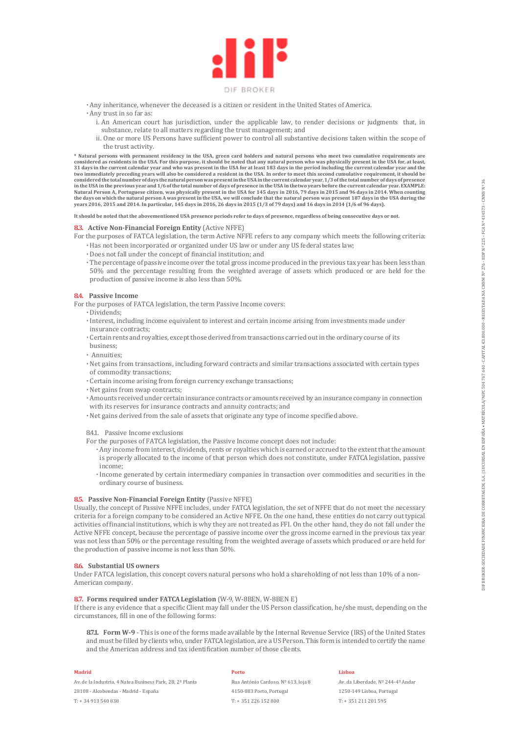- Any inheritance, whenever the deceased is a citizen or resident in the United States of America.
- Any trust in so far as:
  - i. An American court has jurisdiction, under the applicable law, to render decisions or judgments that, in substance, relate to all matters regarding the trust management; and
  - ii. One or more US Persons have sufficient power to control all substantive decisions taken within the scope of the trust activity.

**\* Natural persons with permanent residency in the USA, green card holders and natural persons who meet two cumulative requirements are considered as residents in the USA. For this purpose, it should be noted that any natural person who was physically present in the USA for, at least, 31 days in the current calendar year and who was present in the USA for at least 183 days in the period including the current calendar year and the two immediately preceding years will also be considered a resident in the USA. In order to meet this second cumulative requirement, it should be considered the total number of days the natural person was present in the USA in the current calendar year, 1/3 of the total number of days of presence in the USA in the previous year and 1/6 of the total number of days of presence in the USA in the two years before the current calendar year. EXAMPLE: Natural Person A, Portuguese citizen, was physically present in the USA for 145 days in 2016, 79 days in 2015 and 96 days in 2014. When counting the days on which the natural person A was present in the USA, we will conclude that the natural person was present 187 days in the USA during the years 2016, 2015 and 2014. In particular, 145 days in 2016, 26 days in 2015 (1/3 of 79 days) and 16 days in 2014 (1/6 of 96 days).**

**It should be noted that the abovementioned USA presence periods refer to days of presence, regardless of being consecutive days or not.**

### 8.3. Active Non-Financial Foreign Entity (Active NFFE)

For the purposes of FATCA legislation, the term Active NFFE refers to any company which meets the following criteria:

- Has not been incorporated or organized under US law or under any US federal states law;
- Does not fall under the concept of financial institution; and
- The percentage of passive income over the total gross income produced in the previous tax year has been less than 50% and the percentage resulting from the weighted average of assets which produced or are held for the production of passive income is also less than 50%.

### 8.4. Passive Income

For the purposes of FATCA legislation, the term Passive Income covers:

- Dividends;
- Interest, including income equivalent to interest and certain income arising from investments made under insurance contracts;
- Certain rents and royalties, except those derived from transactions carried out in the ordinary course of its business;
- Annuities;
- Net gains from transactions, including forward contracts and similar transactions associated with certain types of commodity transactions;
- Certain income arising from foreign currency exchange transactions;
- Net gains from swap contracts;
- Amounts received under certain insurance contracts or amounts received by an insurance company in connection with its reserves for insurance contracts and annuity contracts; and
- Net gains derived from the sale of assets that originate any type of income specified above.

8.4.1. Passive Income exclusions

For the purposes of FATCA legislation, the Passive Income concept does not include:

- Any income from interest, dividends, rents or royalties which is earned or accrued to the extent that the amount is properly allocated to the income of that person which does not constitute, under FATCA legislation, passive income;
- Income generated by certain intermediary companies in transaction over commodities and securities in the ordinary course of business.

### 8.5. Passive Non-Financial Foreign Entity (Passive NFFE)

Usually, the concept of Passive NFFE includes, under FATCA legislation, the set of NFFE that do not meet the necessary criteria for a foreign company to be considered an Active NFFE. On the one hand, these entities do not carry out typical activities of financial institutions, which is why they are not treated as FFI. On the other hand, they do not fall under the Active NFFE concept, because the percentage of passive income over the gross income earned in the previous tax year was not less than 50% or the percentage resulting from the weighted average of assets which produced or are held for the production of passive income is not less than 50%.

### 8.6. Substantial US owners

Under FATCA legislation, this concept covers natural persons who hold a shareholding of not less than 10% of a non-American company.

### 8.7. Forms required under FATCA Legislation (W-9, W-8BEN, W-8BEN E)

If there is any evidence that a specific Client may fall under the US Person classification, he/she must, depending on the circumstances, fill in one of the following forms:

**8.7.1. Form W-9** - This is one of the forms made available by the Internal Revenue Service (IRS) of the United States and must be filled by clients who, under FATCA legislation, are a US Person. This form is intended to certify the name and the American address and tax identification number of those clients.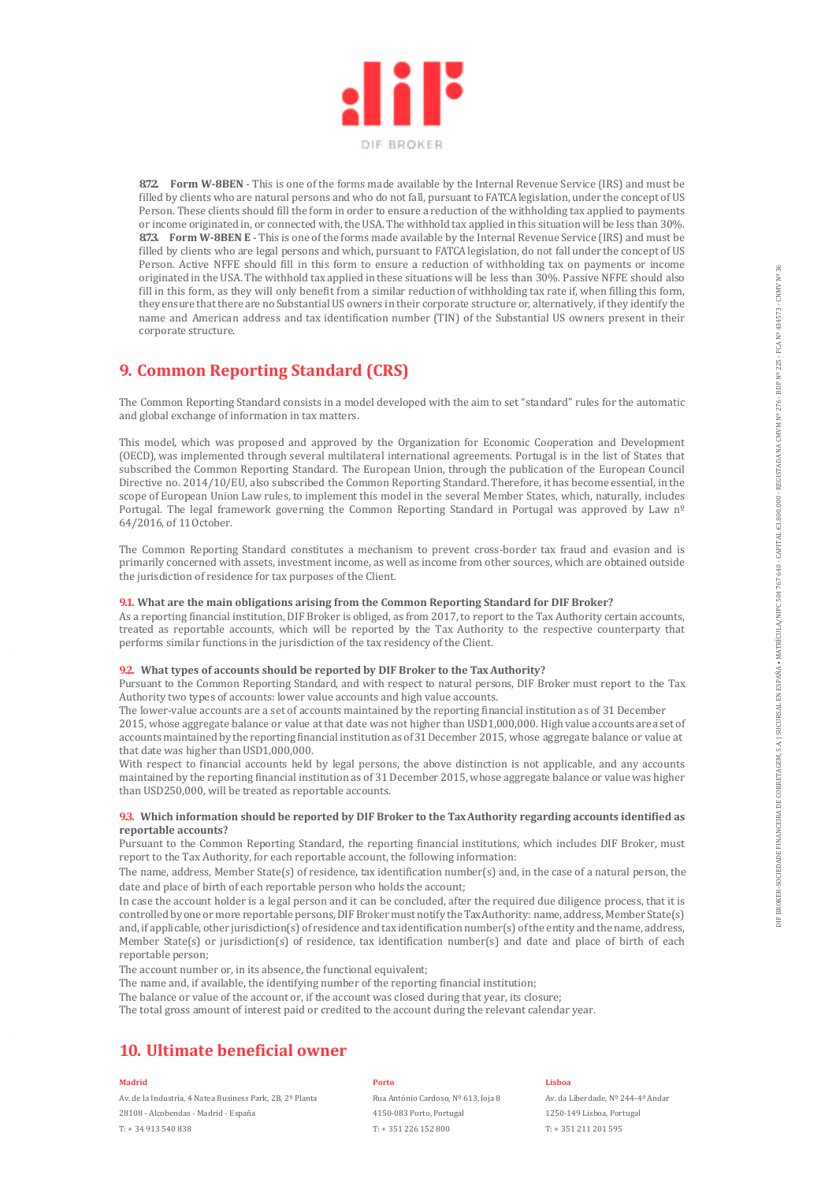**8.7.2. Form W-8BEN** - This is one of the forms made available by the Internal Revenue Service (IRS) and must be filled by clients who are natural persons and who do not fall, pursuant to FATCA legislation, under the concept of US Person. These clients should fill the form in order to ensure a reduction of the withholding tax applied to payments or income originated in, or connected with, the USA. The withhold tax applied in this situation will be less than 30%.

**8.7.3. Form W-8BEN E** - This is one of the forms made available by the Internal Revenue Service (IRS) and must be filled by clients who are legal persons and which, pursuant to FATCA legislation, do not fall under the concept of US Person. Active NFFE should fill in this form to ensure a reduction of withholding tax on payments or income originated in the USA. The withhold tax applied in these situations will be less than 30%. Passive NFFE should also fill in this form, as they will only benefit from a similar reduction of withholding tax rate if, when filling this form, they ensure that there are no Substantial US owners in their corporate structure or, alternatively, if they identify the name and American address and tax identification number (TIN) of the Substantial US owners present in their corporate structure.

## 9. Common Reporting Standard (CRS)

The Common Reporting Standard consists in a model developed with the aim to set "standard" rules for the automatic and global exchange of information in tax matters.

This model, which was proposed and approved by the Organization for Economic Cooperation and Development (OECD), was implemented through several multilateral international agreements. Portugal is in the list of States that subscribed the Common Reporting Standard. The European Union, through the publication of the European Council Directive no. 2014/10/EU, also subscribed the Common Reporting Standard. Therefore, it has become essential, in the scope of European Union Law rules, to implement this model in the several Member States, which, naturally, includes Portugal. The legal framework governing the Common Reporting Standard in Portugal was approved by Law nº 64/2016, of 11 October.

The Common Reporting Standard constitutes a mechanism to prevent cross-border tax fraud and evasion and is primarily concerned with assets, investment income, as well as income from other sources, which are obtained outside the jurisdiction of residence for tax purposes of the Client.

**9.1. What are the main obligations arising from the Common Reporting Standard for DIF Broker?**

As a reporting financial institution, DIF Broker is obliged, as from 2017, to report to the Tax Authority certain accounts, treated as reportable accounts, which will be reported by the Tax Authority to the respective counterparty that performs similar functions in the jurisdiction of the tax residency of the Client.

**9.2. What types of accounts should be reported by DIF Broker to the Tax Authority?**

Pursuant to the Common Reporting Standard, and with respect to natural persons, DIF Broker must report to the Tax Authority two types of accounts: lower value accounts and high value accounts.

The lower-value accounts are a set of accounts maintained by the reporting financial institution as of 31 December 2015, whose aggregate balance or value at that date was not higher than USD1,000,000. High value accounts are a set of accounts maintained by the reporting financial institution as of 31 December 2015, whose aggregate balance or value at that date was higher than USD1,000,000.

With respect to financial accounts held by legal persons, the above distinction is not applicable, and any accounts maintained by the reporting financial institution as of 31 December 2015, whose aggregate balance or value was higher than USD250,000, will be treated as reportable accounts.

**9.3. Which information should be reported by DIF Broker to the Tax Authority regarding accounts identified as reportable accounts?**

Pursuant to the Common Reporting Standard, the reporting financial institutions, which includes DIF Broker, must report to the Tax Authority, for each reportable account, the following information:

The name, address, Member State(s) of residence, tax identification number(s) and, in the case of a natural person, the date and place of birth of each reportable person who holds the account;

In case the account holder is a legal person and it can be concluded, after the required due diligence process, that it is controlled by one or more reportable persons, DIF Broker must notify the Tax Authority: name, address, Member State(s) and, if applicable, other jurisdiction(s) of residence and tax identification number(s) of the entity and the name, address, Member State(s) or jurisdiction(s) of residence, tax identification number(s) and date and place of birth of each reportable person;

The account number or, in its absence, the functional equivalent;

The name and, if available, the identifying number of the reporting financial institution;

The balance or value of the account or, if the account was closed during that year, its closure;

The total gross amount of interest paid or credited to the account during the relevant calendar year.

## 10. Ultimate beneficial owner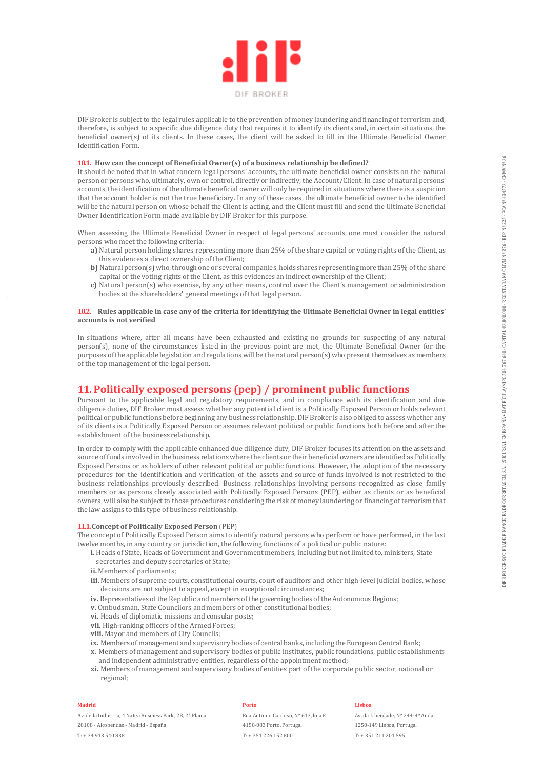DIF Broker is subject to the legal rules applicable to the prevention of money laundering and financing of terrorism and, therefore, is subject to a specific due diligence duty that requires it to identify its clients and, in certain situations, the beneficial owner(s) of its clients. In these cases, the client will be asked to fill in the Ultimate Beneficial Owner Identification Form.

**10.1. How can the concept of Beneficial Owner(s) of a business relationship be defined?**

It should be noted that in what concern legal persons' accounts, the ultimate beneficial owner consists on the natural person or persons who, ultimately, own or control, directly or indirectly, the Account/Client. In case of natural persons' accounts, the identification of the ultimate beneficial owner will only be required in situations where there is a suspicion that the account holder is not the true beneficiary. In any of these cases, the ultimate beneficial owner to be identified will be the natural person on whose behalf the Client is acting, and the Client must fill and send the Ultimate Beneficial Owner Identification Form made available by DIF Broker for this purpose.

When assessing the Ultimate Beneficial Owner in respect of legal persons' accounts, one must consider the natural persons who meet the following criteria:

- **a)** Natural person holding shares representing more than 25% of the share capital or voting rights of the Client, as this evidences a direct ownership of the Client;
- **b)** Natural person(s) who, through one or several companies, holds shares representing more than 25% of the share capital or the voting rights of the Client, as this evidences an indirect ownership of the Client;
- **c)** Natural person(s) who exercise, by any other means, control over the Client's management or administration bodies at the shareholders' general meetings of that legal person.

**10.2. Rules applicable in case any of the criteria for identifying the Ultimate Beneficial Owner in legal entities' accounts is not verified**

In situations where, after all means have been exhausted and existing no grounds for suspecting of any natural person(s), none of the circumstances listed in the previous point are met, the Ultimate Beneficial Owner for the purposes of the applicable legislation and regulations will be the natural person(s) who present themselves as members of the top management of the legal person.

## 11. Politically exposed persons (pep) / prominent public functions

Pursuant to the applicable legal and regulatory requirements, and in compliance with its identification and due diligence duties, DIF Broker must assess whether any potential client is a Politically Exposed Person or holds relevant political or public functions before beginning any business relationship. DIF Broker is also obliged to assess whether any of its clients is a Politically Exposed Person or assumes relevant political or public functions both before and after the establishment of the business relationship.

In order to comply with the applicable enhanced due diligence duty, DIF Broker focuses its attention on the assets and source of funds involved in the business relations where the clients or their beneficial owners are identified as Politically Exposed Persons or as holders of other relevant political or public functions. However, the adoption of the necessary procedures for the identification and verification of the assets and source of funds involved is not restricted to the business relationships previously described. Business relationships involving persons recognized as close family members or as persons closely associated with Politically Exposed Persons (PEP), either as clients or as beneficial owners, will also be subject to those procedures considering the risk of money laundering or financing of terrorism that the law assigns to this type of business relationship.

**11.1. Concept of Politically Exposed Person** (PEP)

The concept of Politically Exposed Person aims to identify natural persons who perform or have performed, in the last twelve months, in any country or jurisdiction, the following functions of a political or public nature:

- **i.** Heads of State, Heads of Government and Government members, including but not limited to, ministers, State secretaries and deputy secretaries of State;
- **ii.** Members of parliaments;
- **iii.** Members of supreme courts, constitutional courts, court of auditors and other high-level judicial bodies, whose decisions are not subject to appeal, except in exceptional circumstances;
- **iv.** Representatives of the Republic and members of the governing bodies of the Autonomous Regions;
- **v.** Ombudsman, State Councilors and members of other constitutional bodies;
- **vi.** Heads of diplomatic missions and consular posts;
- **vii.** High-ranking officers of the Armed Forces;
- **viii.** Mayor and members of City Councils;
- **ix.** Members of management and supervisory bodies of central banks, including the European Central Bank;
- **x.** Members of management and supervisory bodies of public institutes, public foundations, public establishments and independent administrative entities, regardless of the appointment method;
- **xi.** Members of management and supervisory bodies of entities part of the corporate public sector, national or regional;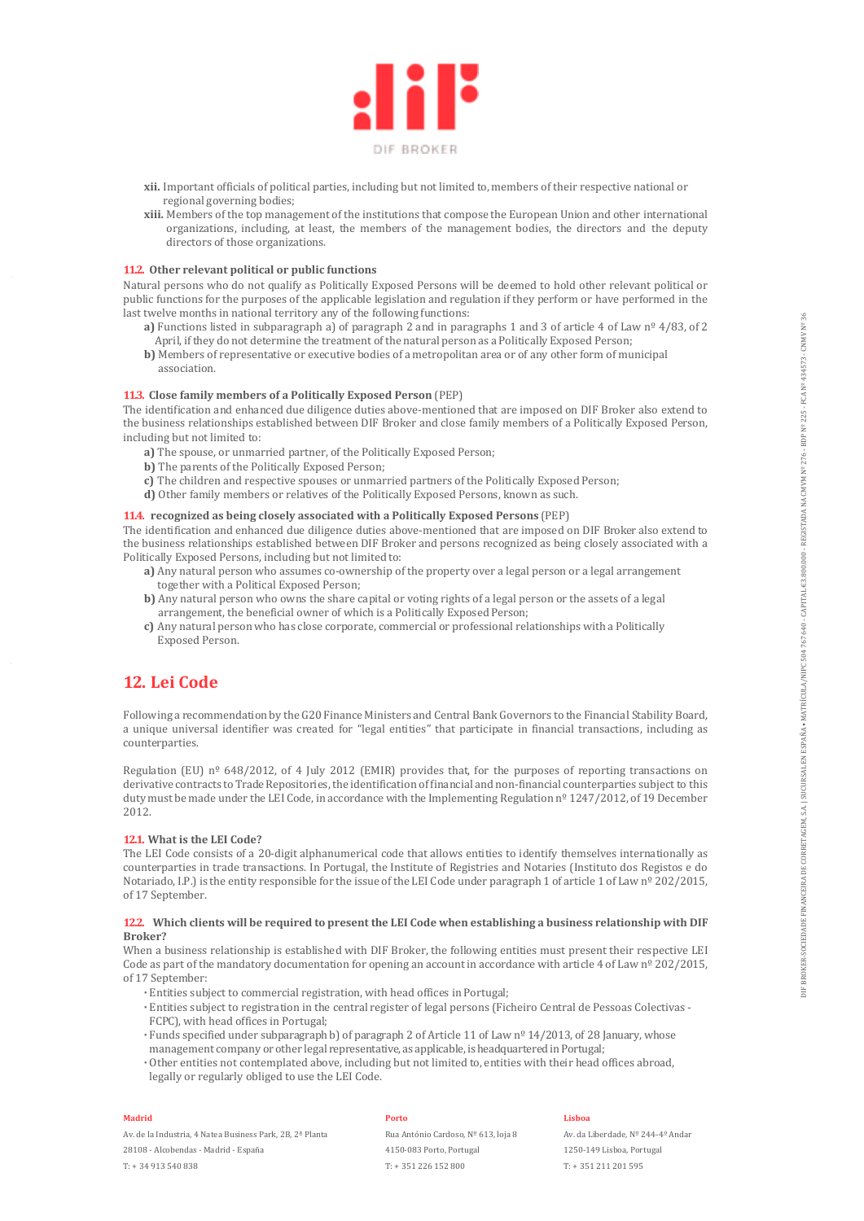xii. Important officials of political parties, including but not limited to, members of their respective national or regional governing bodies;

xiii. Members of the top management of the institutions that compose the European Union and other international organizations, including, at least, the members of the management bodies, the directors and the deputy directors of those organizations.

**11.2. Other relevant political or public functions**

Natural persons who do not qualify as Politically Exposed Persons will be deemed to hold other relevant political or public functions for the purposes of the applicable legislation and regulation if they perform or have performed in the last twelve months in national territory any of the following functions:

**a)** Functions listed in subparagraph a) of paragraph 2 and in paragraphs 1 and 3 of article 4 of Law nº 4/83, of 2 April, if they do not determine the treatment of the natural person as a Politically Exposed Person;

**b)** Members of representative or executive bodies of a metropolitan area or of any other form of municipal association.

**11.3. Close family members of a Politically Exposed Person** (PEP)

The identification and enhanced due diligence duties above-mentioned that are imposed on DIF Broker also extend to the business relationships established between DIF Broker and close family members of a Politically Exposed Person, including but not limited to:

**a)** The spouse, or unmarried partner, of the Politically Exposed Person;

**b)** The parents of the Politically Exposed Person;

**c)** The children and respective spouses or unmarried partners of the Politically Exposed Person;

**d)** Other family members or relatives of the Politically Exposed Persons, known as such.

**11.4. recognized as being closely associated with a Politically Exposed Persons** (PEP)

The identification and enhanced due diligence duties above-mentioned that are imposed on DIF Broker also extend to the business relationships established between DIF Broker and persons recognized as being closely associated with a Politically Exposed Persons, including but not limited to:

**a)** Any natural person who assumes co-ownership of the property over a legal person or a legal arrangement together with a Political Exposed Person;

**b)** Any natural person who owns the share capital or voting rights of a legal person or the assets of a legal arrangement, the beneficial owner of which is a Politically Exposed Person;

**c)** Any natural person who has close corporate, commercial or professional relationships with a Politically Exposed Person.

## 12. Lei Code

Following a recommendation by the G20 Finance Ministers and Central Bank Governors to the Financial Stability Board, a unique universal identifier was created for "legal entities" that participate in financial transactions, including as counterparties.

Regulation (EU) nº 648/2012, of 4 July 2012 (EMIR) provides that, for the purposes of reporting transactions on derivative contracts to Trade Repositories, the identification of financial and non-financial counterparties subject to this duty must be made under the LEI Code, in accordance with the Implementing Regulation nº 1247/2012, of 19 December 2012.

**12.1. What is the LEI Code?**

The LEI Code consists of a 20-digit alphanumerical code that allows entities to identify themselves internationally as counterparties in trade transactions. In Portugal, the Institute of Registries and Notaries (Instituto dos Registos e do Notariado, I.P.) is the entity responsible for the issue of the LEI Code under paragraph 1 of article 1 of Law nº 202/2015, of 17 September.

**12.2. Which clients will be required to present the LEI Code when establishing a business relationship with DIF Broker?**

When a business relationship is established with DIF Broker, the following entities must present their respective LEI Code as part of the mandatory documentation for opening an account in accordance with article 4 of Law nº 202/2015, of 17 September:

- Entities subject to commercial registration, with head offices in Portugal;
- Entities subject to registration in the central register of legal persons (Ficheiro Central de Pessoas Colectivas - FCPC), with head offices in Portugal;
- Funds specified under subparagraph b) of paragraph 2 of Article 11 of Law nº 14/2013, of 28 January, whose management company or other legal representative, as applicable, is headquartered in Portugal;
- Other entities not contemplated above, including but not limited to, entities with their head offices abroad, legally or regularly obliged to use the LEI Code.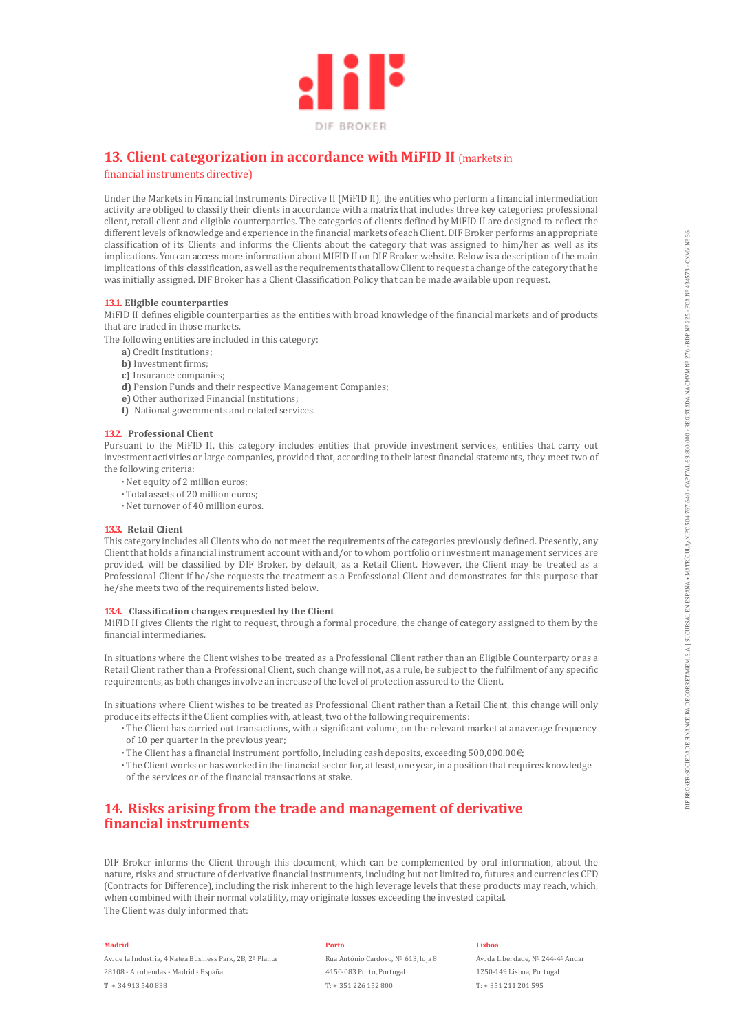## 13. Client categorization in accordance with MiFID II (markets in financial instruments directive)

Under the Markets in Financial Instruments Directive II (MiFID II), the entities who perform a financial intermediation activity are obliged to classify their clients in accordance with a matrix that includes three key categories: professional client, retail client and eligible counterparties. The categories of clients defined by MiFID II are designed to reflect the different levels of knowledge and experience in the financial markets of each Client. DIF Broker performs an appropriate classification of its Clients and informs the Clients about the category that was assigned to him/her as well as its implications. You can access more information about MIFID II on DIF Broker website. Below is a description of the main implications of this classification, as well as the requirements that allow Client to request a change of the category that he was initially assigned. DIF Broker has a Client Classification Policy that can be made available upon request.

### 13.1. Eligible counterparties

MiFID II defines eligible counterparties as the entities with broad knowledge of the financial markets and of products that are traded in those markets.

The following entities are included in this category:

- **a)** Credit Institutions;
- **b)** Investment firms;
- **c)** Insurance companies;
- **d)** Pension Funds and their respective Management Companies;
- **e)** Other authorized Financial Institutions;
- **f)** National governments and related services.

### 13.2. Professional Client

Pursuant to the MiFID II, this category includes entities that provide investment services, entities that carry out investment activities or large companies, provided that, according to their latest financial statements, they meet two of the following criteria:

- Net equity of 2 million euros;
- Total assets of 20 million euros;
- Net turnover of 40 million euros.

### 13.3. Retail Client

This category includes all Clients who do not meet the requirements of the categories previously defined. Presently, any Client that holds a financial instrument account with and/or to whom portfolio or investment management services are provided, will be classified by DIF Broker, by default, as a Retail Client. However, the Client may be treated as a Professional Client if he/she requests the treatment as a Professional Client and demonstrates for this purpose that he/she meets two of the requirements listed below.

### 13.4. Classification changes requested by the Client

MiFID II gives Clients the right to request, through a formal procedure, the change of category assigned to them by the financial intermediaries.

In situations where the Client wishes to be treated as a Professional Client rather than an Eligible Counterparty or as a Retail Client rather than a Professional Client, such change will not, as a rule, be subject to the fulfilment of any specific requirements, as both changes involve an increase of the level of protection assured to the Client.

In situations where Client wishes to be treated as Professional Client rather than a Retail Client, this change will only produce its effects if the Client complies with, at least, two of the following requirements:

- The Client has carried out transactions, with a significant volume, on the relevant market at an average frequency of 10 per quarter in the previous year;
- The Client has a financial instrument portfolio, including cash deposits, exceeding 500,000.00€;
- The Client works or has worked in the financial sector for, at least, one year, in a position that requires knowledge of the services or of the financial transactions at stake.

## 14. Risks arising from the trade and management of derivative financial instruments

DIF Broker informs the Client through this document, which can be complemented by oral information, about the nature, risks and structure of derivative financial instruments, including but not limited to, futures and currencies CFD (Contracts for Difference), including the risk inherent to the high leverage levels that these products may reach, which, when combined with their normal volatility, may originate losses exceeding the invested capital.

The Client was duly informed that: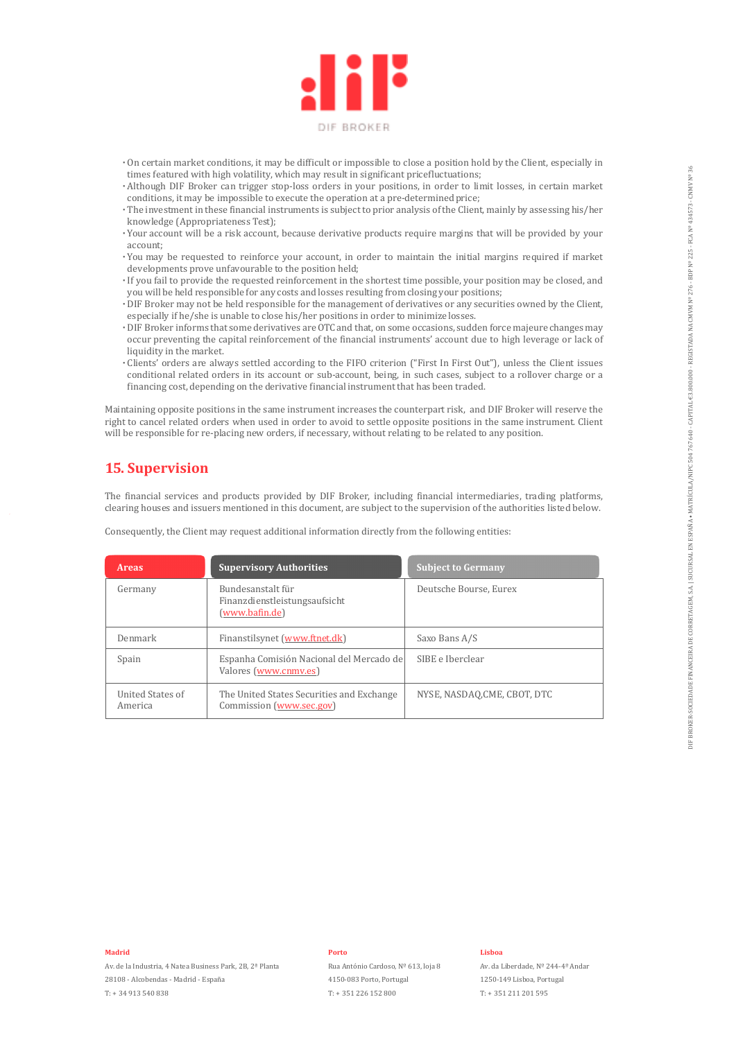- On certain market conditions, it may be difficult or impossible to close a position hold by the Client, especially in times featured with high volatility, which may result in significant pricefluctuations;
- Although DIF Broker can trigger stop-loss orders in your positions, in order to limit losses, in certain market conditions, it may be impossible to execute the operation at a pre-determined price;
- The investment in these financial instruments is subject to prior analysis of the Client, mainly by assessing his/her knowledge (Appropriateness Test);
- Your account will be a risk account, because derivative products require margins that will be provided by your account;
- You may be requested to reinforce your account, in order to maintain the initial margins required if market developments prove unfavourable to the position held;
- If you fail to provide the requested reinforcement in the shortest time possible, your position may be closed, and you will be held responsible for any costs and losses resulting from closing your positions;
- DIF Broker may not be held responsible for the management of derivatives or any securities owned by the Client, especially if he/she is unable to close his/her positions in order to minimize losses.
- DIF Broker informs that some derivatives are OTC and that, on some occasions, sudden force majeure changes may occur preventing the capital reinforcement of the financial instruments' account due to high leverage or lack of liquidity in the market.
- Clients' orders are always settled according to the FIFO criterion ("First In First Out"), unless the Client issues conditional related orders in its account or sub-account, being, in such cases, subject to a rollover charge or a financing cost, depending on the derivative financial instrument that has been traded.

Maintaining opposite positions in the same instrument increases the counterpart risk, and DIF Broker will reserve the right to cancel related orders when used in order to avoid to settle opposite positions in the same instrument. Client will be responsible for re-placing new orders, if necessary, without relating to be related to any position.

## 15. Supervision

The financial services and products provided by DIF Broker, including financial intermediaries, trading platforms, clearing houses and issuers mentioned in this document, are subject to the supervision of the authorities listed below.

Consequently, the Client may request additional information directly from the following entities:

| Areas | Supervisory Authorities | Subject to Germany |
|---|---|---|
| Germany | Bundesanstalt für Finanzdienstleistungsaufsicht (www.bafin.de) | Deutsche Bourse, Eurex |
| Denmark | Finanstilsynet (www.ftnet.dk) | Saxo Bans A/S |
| Spain | Espanha Comisión Nacional del Mercado de Valores (www.cnmv.es) | SIBE e Iberclear |
| United States of America | The United States Securities and Exchange Commission (www.sec.gov) | NYSE, NASDAQ,CME, CBOT, DTC |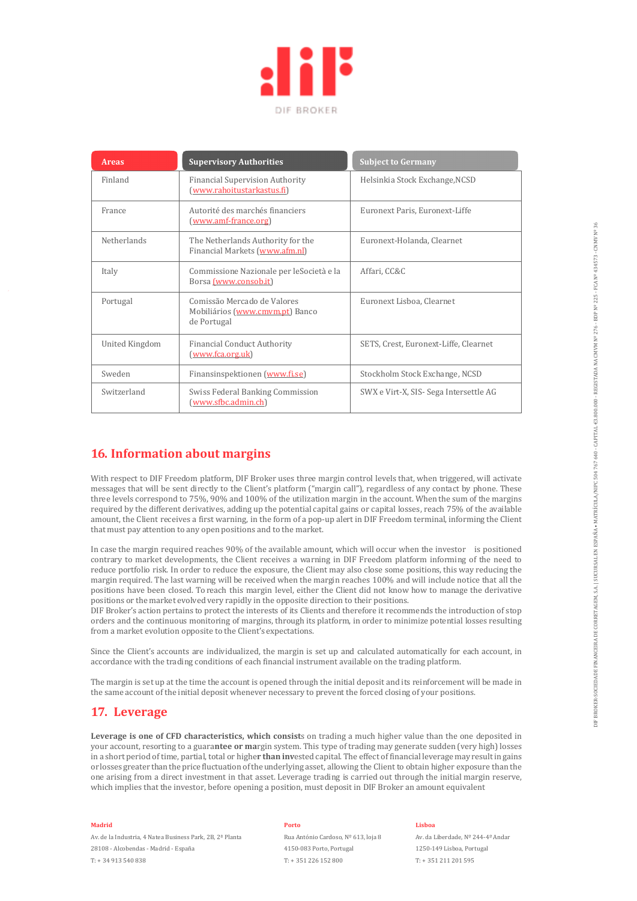| Areas | Supervisory Authorities | Subject to Germany |
|---|---|---|
| Finland | Financial Supervision Authority (www.rahoitustarkastus.fi) | Helsinkia Stock Exchange,NCSD |
| France | Autorité des marchés financiers (www.amf-france.org) | Euronext Paris, Euronext-Liffe |
| Netherlands | The Netherlands Authority for the Financial Markets (www.afm.nl) | Euronext-Holanda, Clearnet |
| Italy | Commissione Nazionale per leSocietà e la Borsa (www.consob.it) | Affari, CC&C |
| Portugal | Comissão Mercado de Valores Mobiliários (www.cmvm.pt) Banco de Portugal | Euronext Lisboa, Clearnet |
| United Kingdom | Financial Conduct Authority (www.fca.org.uk) | SETS, Crest, Euronext-Liffe, Clearnet |
| Sweden | Finansinspektionen (www.fi.se) | Stockholm Stock Exchange, NCSD |
| Switzerland | Swiss Federal Banking Commission (www.sfbc.admin.ch) | SWX e Virt-X, SIS- Sega Intersettle AG |

## 16. Information about margins

With respect to DIF Freedom platform, DIF Broker uses three margin control levels that, when triggered, will activate messages that will be sent directly to the Client's platform ("margin call"), regardless of any contact by phone. These three levels correspond to 75%, 90% and 100% of the utilization margin in the account. When the sum of the margins required by the different derivatives, adding up the potential capital gains or capital losses, reach 75% of the available amount, the Client receives a first warning, in the form of a pop-up alert in DIF Freedom terminal, informing the Client that must pay attention to any open positions and to the market.

In case the margin required reaches 90% of the available amount, which will occur when the investor is positioned contrary to market developments, the Client receives a warning in DIF Freedom platform informing of the need to reduce portfolio risk. In order to reduce the exposure, the Client may also close some positions, this way reducing the margin required. The last warning will be received when the margin reaches 100% and will include notice that all the positions have been closed. To reach this margin level, either the Client did not know how to manage the derivative positions or the market evolved very rapidly in the opposite direction to their positions.
DIF Broker's action pertains to protect the interests of its Clients and therefore it recommends the introduction of stop orders and the continuous monitoring of margins, through its platform, in order to minimize potential losses resulting from a market evolution opposite to the Client's expectations.

Since the Client's accounts are individualized, the margin is set up and calculated automatically for each account, in accordance with the trading conditions of each financial instrument available on the trading platform.

The margin is set up at the time the account is opened through the initial deposit and its reinforcement will be made in the same account of the initial deposit whenever necessary to prevent the forced closing of your positions.

## 17. Leverage

**Leverage is one of CFD characteristics, which consist**s on trading a much higher value than the one deposited in your account, resorting to a guara**ntee or mar**gin system. This type of trading may generate sudden (very high) losses in a short period of time, partial, total or highe**r than inv**ested capital. The effect of financial leverage may result in gains or losses greater than the price fluctuation of the underlying asset, allowing the Client to obtain higher exposure than the one arising from a direct investment in that asset. Leverage trading is carried out through the initial margin reserve, which implies that the investor, before opening a position, must deposit in DIF Broker an amount equivalent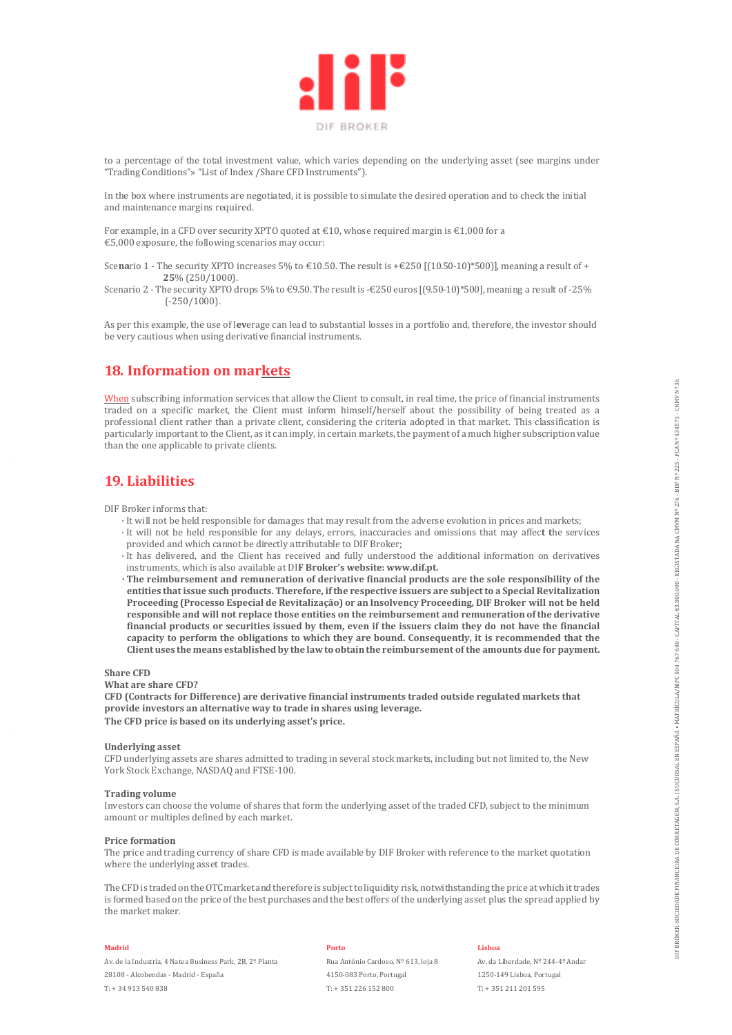to a percentage of the total investment value, which varies depending on the underlying asset (see margins under "Trading Conditions"» "List of Index /Share CFD Instruments").

In the box where instruments are negotiated, it is possible to simulate the desired operation and to check the initial and maintenance margins required.

For example, in a CFD over security XPTO quoted at €10, whose required margin is €1,000 for a €5,000 exposure, the following scenarios may occur:

Scenario 1 - The security XPTO increases 5% to €10.50. The result is +€250 [(10.50-10)*500)], meaning a result of + **25**% (250/1000).

Scenario 2 - The security XPTO drops 5% to €9.50. The result is -€250 euros [(9.50-10)*500], meaning a result of -25% (-250/1000).

As per this example, the use of leverage can lead to substantial losses in a portfolio and, therefore, the investor should be very cautious when using derivative financial instruments.

## 18. Information on markets

When subscribing information services that allow the Client to consult, in real time, the price of financial instruments traded on a specific market, the Client must inform himself/herself about the possibility of being treated as a professional client rather than a private client, considering the criteria adopted in that market. This classification is particularly important to the Client, as it can imply, in certain markets, the payment of a much higher subscription value than the one applicable to private clients.

## 19. Liabilities

DIF Broker informs that:

- It will not be held responsible for damages that may result from the adverse evolution in prices and markets;
- It will not be held responsible for any delays, errors, inaccuracies and omissions that may affect the services provided and which cannot be directly attributable to DIF Broker;
- It has delivered, and the Client has received and fully understood the additional information on derivatives instruments, which is also available at DI**F Broker's website: www.dif.pt.**
- **The reimbursement and remuneration of derivative financial products are the sole responsibility of the entities that issue such products. Therefore, if the respective issuers are subject to a Special Revitalization Proceeding (Processo Especial de Revitalização) or an Insolvency Proceeding, DIF Broker will not be held responsible and will not replace those entities on the reimbursement and remuneration of the derivative financial products or securities issued by them, even if the issuers claim they do not have the financial capacity to perform the obligations to which they are bound. Consequently, it is recommended that the Client uses the means established by the law to obtain the reimbursement of the amounts due for payment.**

**Share CFD**

**What are share CFD?**

**CFD (Contracts for Difference) are derivative financial instruments traded outside regulated markets that provide investors an alternative way to trade in shares using leverage.**

**The CFD price is based on its underlying asset's price.**

**Underlying asset**

CFD underlying assets are shares admitted to trading in several stock markets, including but not limited to, the New York Stock Exchange, NASDAQ and FTSE-100.

**Trading volume**

Investors can choose the volume of shares that form the underlying asset of the traded CFD, subject to the minimum amount or multiples defined by each market.

**Price formation**

The price and trading currency of share CFD is made available by DIF Broker with reference to the market quotation where the underlying asset trades.

The CFD is traded on the OTC market and therefore is subject to liquidity risk, notwithstanding the price at which it trades is formed based on the price of the best purchases and the best offers of the underlying asset plus the spread applied by the market maker.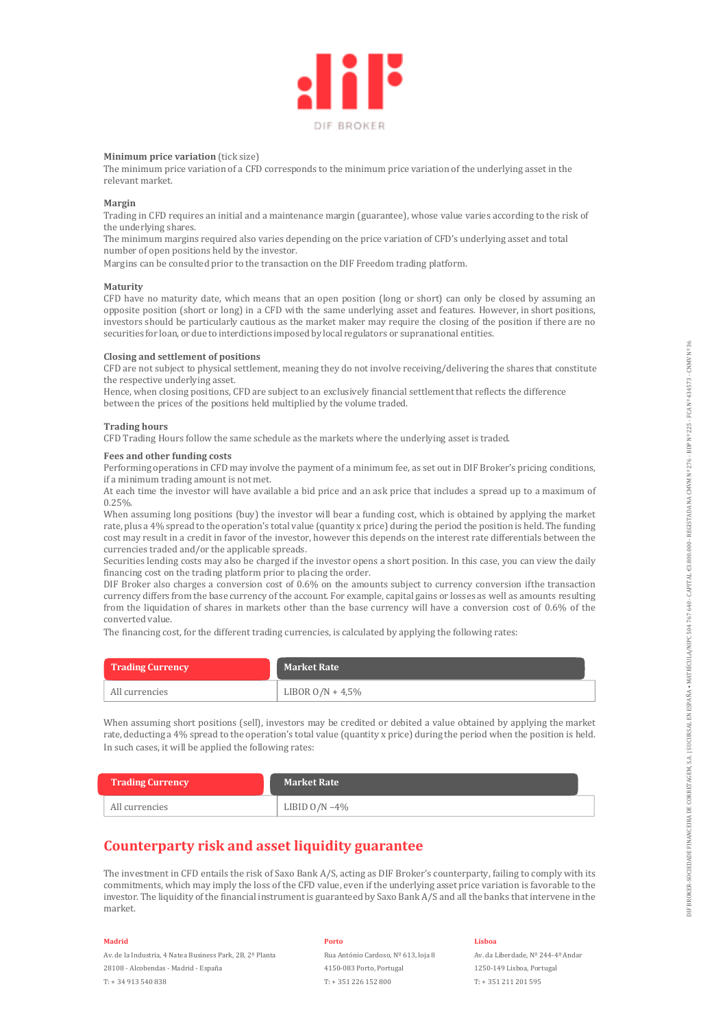**Minimum price variation** (tick size)
The minimum price variation of a CFD corresponds to the minimum price variation of the underlying asset in the relevant market.

**Margin**
Trading in CFD requires an initial and a maintenance margin (guarantee), whose value varies according to the risk of the underlying shares.
The minimum margins required also varies depending on the price variation of CFD's underlying asset and total number of open positions held by the investor.
Margins can be consulted prior to the transaction on the DIF Freedom trading platform.

**Maturity**
CFD have no maturity date, which means that an open position (long or short) can only be closed by assuming an opposite position (short or long) in a CFD with the same underlying asset and features. However, in short positions, investors should be particularly cautious as the market maker may require the closing of the position if there are no securities for loan, or due to interdictions imposed by local regulators or supranational entities.

**Closing and settlement of positions**
CFD are not subject to physical settlement, meaning they do not involve receiving/delivering the shares that constitute the respective underlying asset.
Hence, when closing positions, CFD are subject to an exclusively financial settlement that reflects the difference between the prices of the positions held multiplied by the volume traded.

**Trading hours**
CFD Trading Hours follow the same schedule as the markets where the underlying asset is traded.

**Fees and other funding costs**
Performing operations in CFD may involve the payment of a minimum fee, as set out in DIF Broker's pricing conditions, if a minimum trading amount is not met.
At each time the investor will have available a bid price and an ask price that includes a spread up to a maximum of 0.25%.
When assuming long positions (buy) the investor will bear a funding cost, which is obtained by applying the market rate, plus a 4% spread to the operation's total value (quantity x price) during the period the position is held. The funding cost may result in a credit in favor of the investor, however this depends on the interest rate differentials between the currencies traded and/or the applicable spreads.
Securities lending costs may also be charged if the investor opens a short position. In this case, you can view the daily financing cost on the trading platform prior to placing the order.
DIF Broker also charges a conversion cost of 0.6% on the amounts subject to currency conversion ifthe transaction currency differs from the base currency of the account. For example, capital gains or losses as well as amounts resulting from the liquidation of shares in markets other than the base currency will have a conversion cost of 0.6% of the converted value.
The financing cost, for the different trading currencies, is calculated by applying the following rates:

| Trading Currency | Market Rate |
|---|---|
| All currencies | LIBOR O/N + 4,5% |

When assuming short positions (sell), investors may be credited or debited a value obtained by applying the market rate, deducting a 4% spread to the operation's total value (quantity x price) during the period when the position is held. In such cases, it will be applied the following rates:

| Trading Currency | Market Rate |
|---|---|
| All currencies | LIBID O/N –4% |

## Counterparty risk and asset liquidity guarantee

The investment in CFD entails the risk of Saxo Bank A/S, acting as DIF Broker's counterparty, failing to comply with its commitments, which may imply the loss of the CFD value, even if the underlying asset price variation is favorable to the investor. The liquidity of the financial instrument is guaranteed by Saxo Bank A/S and all the banks that intervene in the market.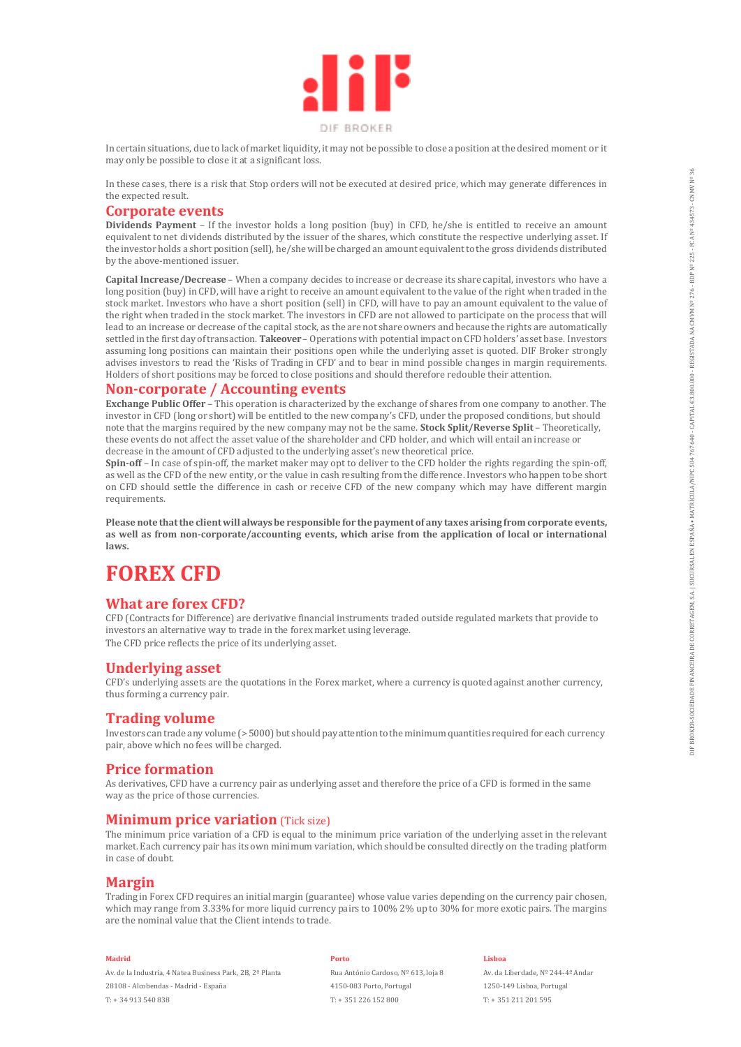In certain situations, due to lack of market liquidity, it may not be possible to close a position at the desired moment or it may only be possible to close it at a significant loss.

In these cases, there is a risk that Stop orders will not be executed at desired price, which may generate differences in the expected result.

## Corporate events

**Dividends Payment** – If the investor holds a long position (buy) in CFD, he/she is entitled to receive an amount equivalent to net dividends distributed by the issuer of the shares, which constitute the respective underlying asset. If the investor holds a short position (sell), he/she will be charged an amount equivalent to the gross dividends distributed by the above-mentioned issuer.

**Capital Increase/Decrease** – When a company decides to increase or decrease its share capital, investors who have a long position (buy) in CFD, will have a right to receive an amount equivalent to the value of the right when traded in the stock market. Investors who have a short position (sell) in CFD, will have to pay an amount equivalent to the value of the right when traded in the stock market. The investors in CFD are not allowed to participate on the process that will lead to an increase or decrease of the capital stock, as the are not share owners and because the rights are automatically settled in the first day of transaction. **Takeover** – Operations with potential impact on CFD holders' asset base. Investors assuming long positions can maintain their positions open while the underlying asset is quoted. DIF Broker strongly advises investors to read the 'Risks of Trading in CFD' and to bear in mind possible changes in margin requirements. Holders of short positions may be forced to close positions and should therefore redouble their attention.

## Non-corporate / Accounting events

**Exchange Public Offer** – This operation is characterized by the exchange of shares from one company to another. The investor in CFD (long or short) will be entitled to the new company's CFD, under the proposed conditions, but should note that the margins required by the new company may not be the same. **Stock Split/Reverse Split** – Theoretically, these events do not affect the asset value of the shareholder and CFD holder, and which will entail an increase or decrease in the amount of CFD adjusted to the underlying asset's new theoretical price.

**Spin-off** – In case of spin-off, the market maker may opt to deliver to the CFD holder the rights regarding the spin-off, as well as the CFD of the new entity, or the value in cash resulting from the difference. Investors who happen to be short on CFD should settle the difference in cash or receive CFD of the new company which may have different margin requirements.

**Please note that the client will always be responsible for the payment of any taxes arising from corporate events, as well as from non-corporate/accounting events, which arise from the application of local or international laws.**

# FOREX CFD

## What are forex CFD?

CFD (Contracts for Difference) are derivative financial instruments traded outside regulated markets that provide to investors an alternative way to trade in the forex market using leverage.
The CFD price reflects the price of its underlying asset.

## Underlying asset

CFD's underlying assets are the quotations in the Forex market, where a currency is quoted against another currency, thus forming a currency pair.

## Trading volume

Investors can trade any volume (> 5000) but should pay attention to the minimum quantities required for each currency pair, above which no fees will be charged.

## Price formation

As derivatives, CFD have a currency pair as underlying asset and therefore the price of a CFD is formed in the same way as the price of those currencies.

## Minimum price variation (Tick size)

The minimum price variation of a CFD is equal to the minimum price variation of the underlying asset in the relevant market. Each currency pair has its own minimum variation, which should be consulted directly on the trading platform in case of doubt.

## Margin

Trading in Forex CFD requires an initial margin (guarantee) whose value varies depending on the currency pair chosen, which may range from 3.33% for more liquid currency pairs to 100% 2% up to 30% for more exotic pairs. The margins are the nominal value that the Client intends to trade.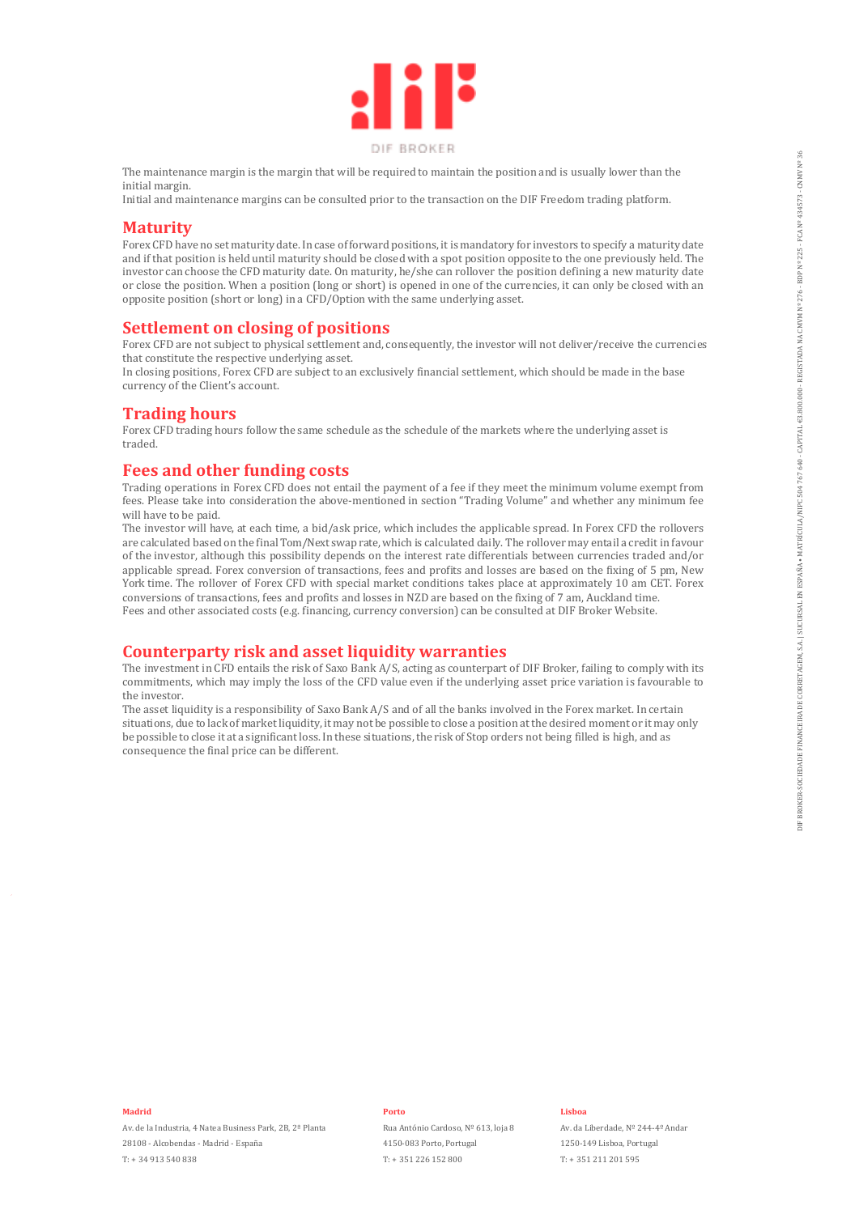The maintenance margin is the margin that will be required to maintain the position and is usually lower than the initial margin.
Initial and maintenance margins can be consulted prior to the transaction on the DIF Freedom trading platform.

## Maturity

Forex CFD have no set maturity date. In case of forward positions, it is mandatory for investors to specify a maturity date and if that position is held until maturity should be closed with a spot position opposite to the one previously held. The investor can choose the CFD maturity date. On maturity, he/she can rollover the position defining a new maturity date or close the position. When a position (long or short) is opened in one of the currencies, it can only be closed with an opposite position (short or long) in a CFD/Option with the same underlying asset.

## Settlement on closing of positions

Forex CFD are not subject to physical settlement and, consequently, the investor will not deliver/receive the currencies that constitute the respective underlying asset.
In closing positions, Forex CFD are subject to an exclusively financial settlement, which should be made in the base currency of the Client's account.

## Trading hours

Forex CFD trading hours follow the same schedule as the schedule of the markets where the underlying asset is traded.

## Fees and other funding costs

Trading operations in Forex CFD does not entail the payment of a fee if they meet the minimum volume exempt from fees. Please take into consideration the above-mentioned in section "Trading Volume" and whether any minimum fee will have to be paid.
The investor will have, at each time, a bid/ask price, which includes the applicable spread. In Forex CFD the rollovers are calculated based on the final Tom/Next swap rate, which is calculated daily. The rollover may entail a credit in favour of the investor, although this possibility depends on the interest rate differentials between currencies traded and/or applicable spread. Forex conversion of transactions, fees and profits and losses are based on the fixing of 5 pm, New York time. The rollover of Forex CFD with special market conditions takes place at approximately 10 am CET. Forex conversions of transactions, fees and profits and losses in NZD are based on the fixing of 7 am, Auckland time.
Fees and other associated costs (e.g. financing, currency conversion) can be consulted at DIF Broker Website.

## Counterparty risk and asset liquidity warranties

The investment in CFD entails the risk of Saxo Bank A/S, acting as counterpart of DIF Broker, failing to comply with its commitments, which may imply the loss of the CFD value even if the underlying asset price variation is favourable to the investor.
The asset liquidity is a responsibility of Saxo Bank A/S and of all the banks involved in the Forex market. In certain situations, due to lack of market liquidity, it may not be possible to close a position at the desired moment or it may only be possible to close it at a significant loss. In these situations, the risk of Stop orders not being filled is high, and as consequence the final price can be different.